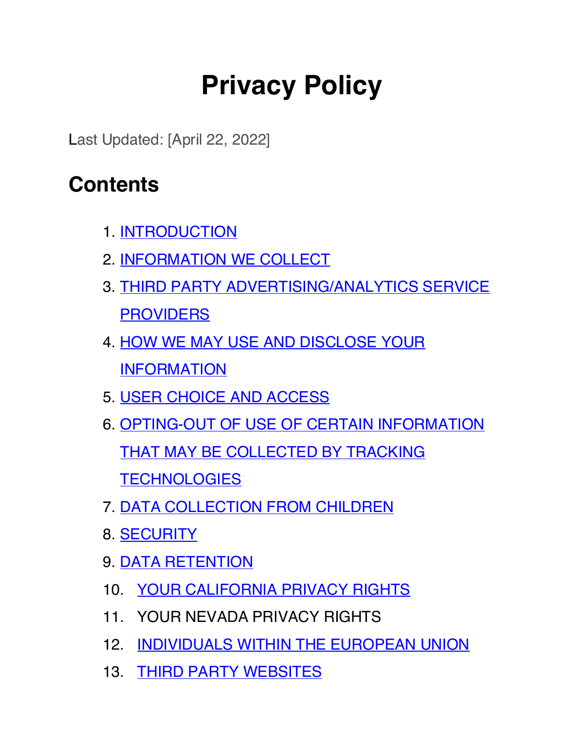# Privacy Policy

Last Updated: [April 22, 2022]

## Contents

1. INTRODUCTION
2. INFORMATION WE COLLECT
3. THIRD PARTY ADVERTISING/ANALYTICS SERVICE PROVIDERS
4. HOW WE MAY USE AND DISCLOSE YOUR INFORMATION
5. USER CHOICE AND ACCESS
6. OPTING-OUT OF USE OF CERTAIN INFORMATION THAT MAY BE COLLECTED BY TRACKING TECHNOLOGIES
7. DATA COLLECTION FROM CHILDREN
8. SECURITY
9. DATA RETENTION
10. YOUR CALIFORNIA PRIVACY RIGHTS
11. YOUR NEVADA PRIVACY RIGHTS
12. INDIVIDUALS WITHIN THE EUROPEAN UNION
13. THIRD PARTY WEBSITES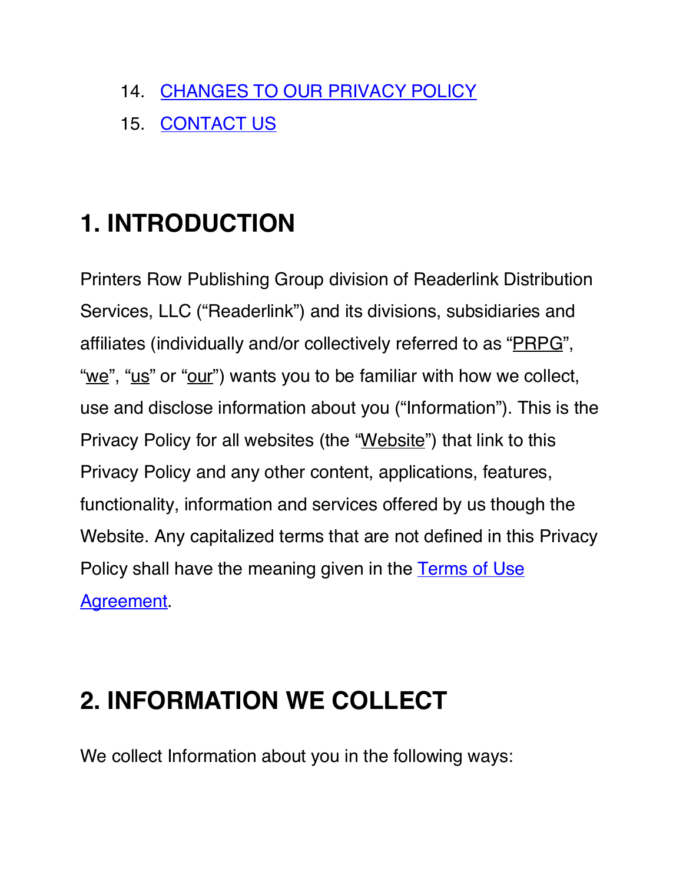14. CHANGES TO OUR PRIVACY POLICY
15. CONTACT US

# 1. INTRODUCTION

Printers Row Publishing Group division of Readerlink Distribution Services, LLC ("Readerlink") and its divisions, subsidiaries and affiliates (individually and/or collectively referred to as "PRPG", "we", "us" or "our") wants you to be familiar with how we collect, use and disclose information about you ("Information"). This is the Privacy Policy for all websites (the "Website") that link to this Privacy Policy and any other content, applications, features, functionality, information and services offered by us though the Website. Any capitalized terms that are not defined in this Privacy Policy shall have the meaning given in the Terms of Use Agreement.

# 2. INFORMATION WE COLLECT

We collect Information about you in the following ways: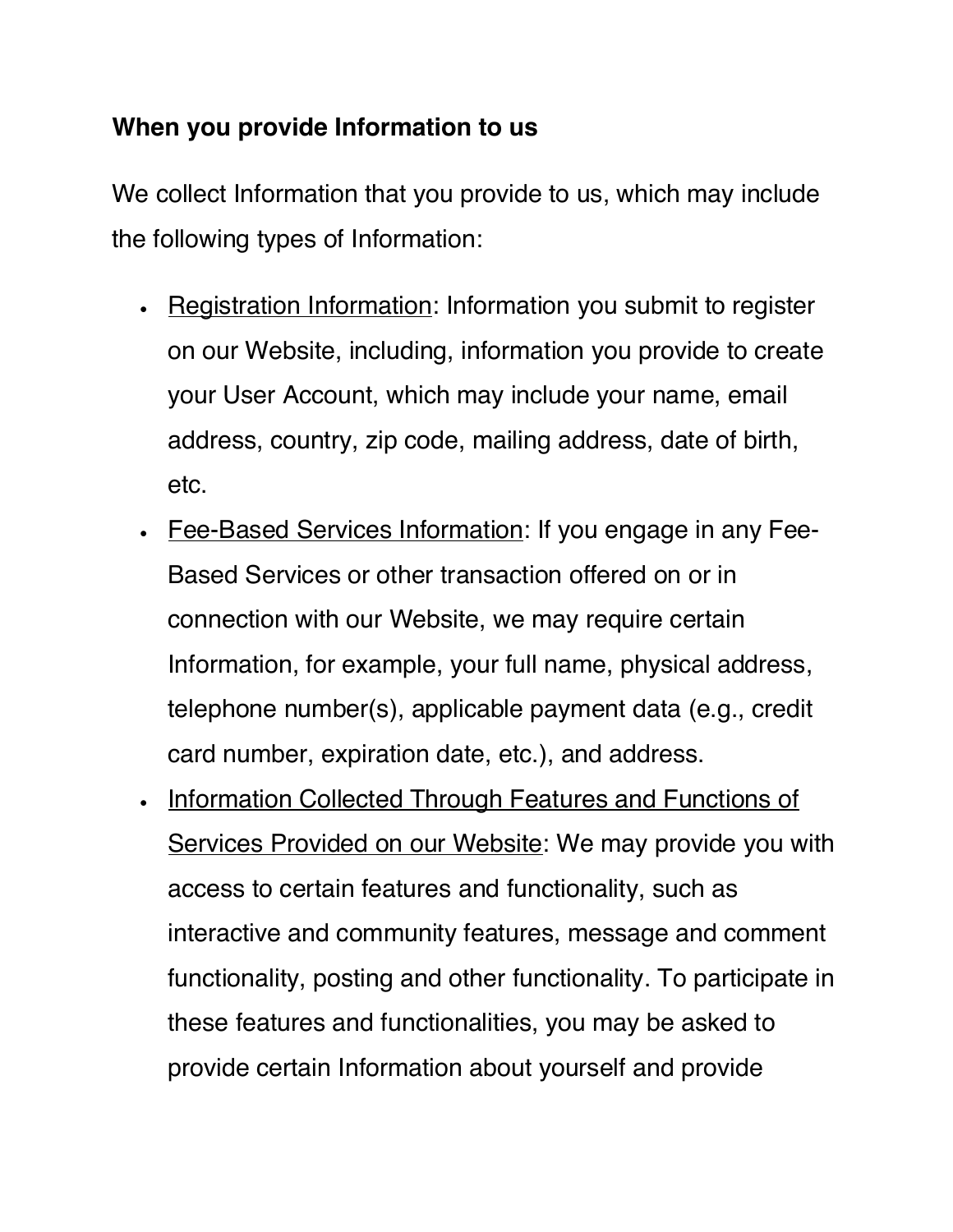**When you provide Information to us**

We collect Information that you provide to us, which may include the following types of Information:

- Registration Information: Information you submit to register on our Website, including, information you provide to create your User Account, which may include your name, email address, country, zip code, mailing address, date of birth, etc.
- Fee-Based Services Information: If you engage in any Fee-Based Services or other transaction offered on or in connection with our Website, we may require certain Information, for example, your full name, physical address, telephone number(s), applicable payment data (e.g., credit card number, expiration date, etc.), and address.
- Information Collected Through Features and Functions of Services Provided on our Website: We may provide you with access to certain features and functionality, such as interactive and community features, message and comment functionality, posting and other functionality. To participate in these features and functionalities, you may be asked to provide certain Information about yourself and provide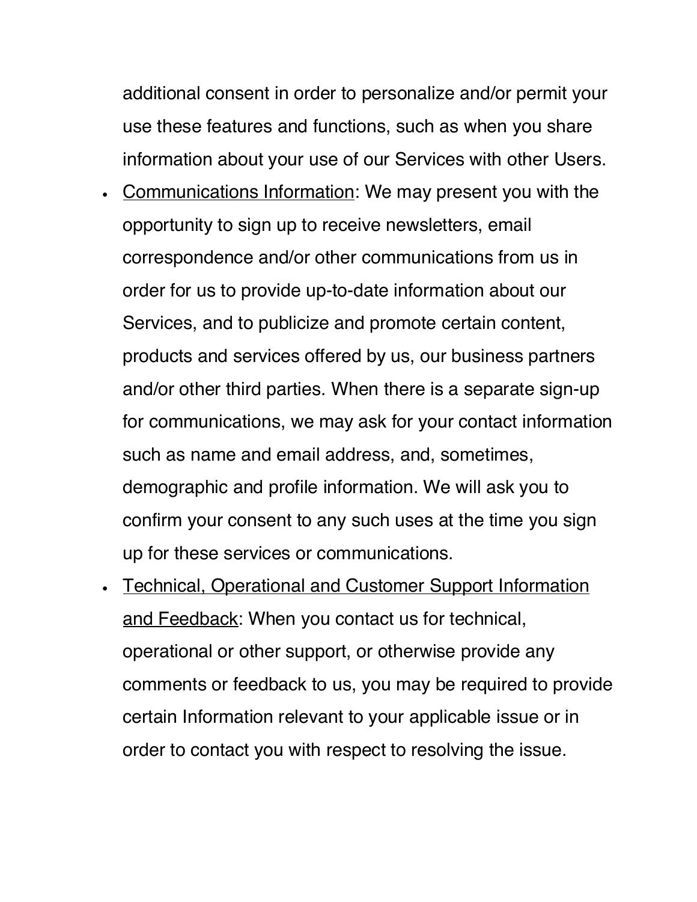additional consent in order to personalize and/or permit your use these features and functions, such as when you share information about your use of our Services with other Users.

- Communications Information: We may present you with the opportunity to sign up to receive newsletters, email correspondence and/or other communications from us in order for us to provide up-to-date information about our Services, and to publicize and promote certain content, products and services offered by us, our business partners and/or other third parties. When there is a separate sign-up for communications, we may ask for your contact information such as name and email address, and, sometimes, demographic and profile information. We will ask you to confirm your consent to any such uses at the time you sign up for these services or communications.
- Technical, Operational and Customer Support Information and Feedback: When you contact us for technical, operational or other support, or otherwise provide any comments or feedback to us, you may be required to provide certain Information relevant to your applicable issue or in order to contact you with respect to resolving the issue.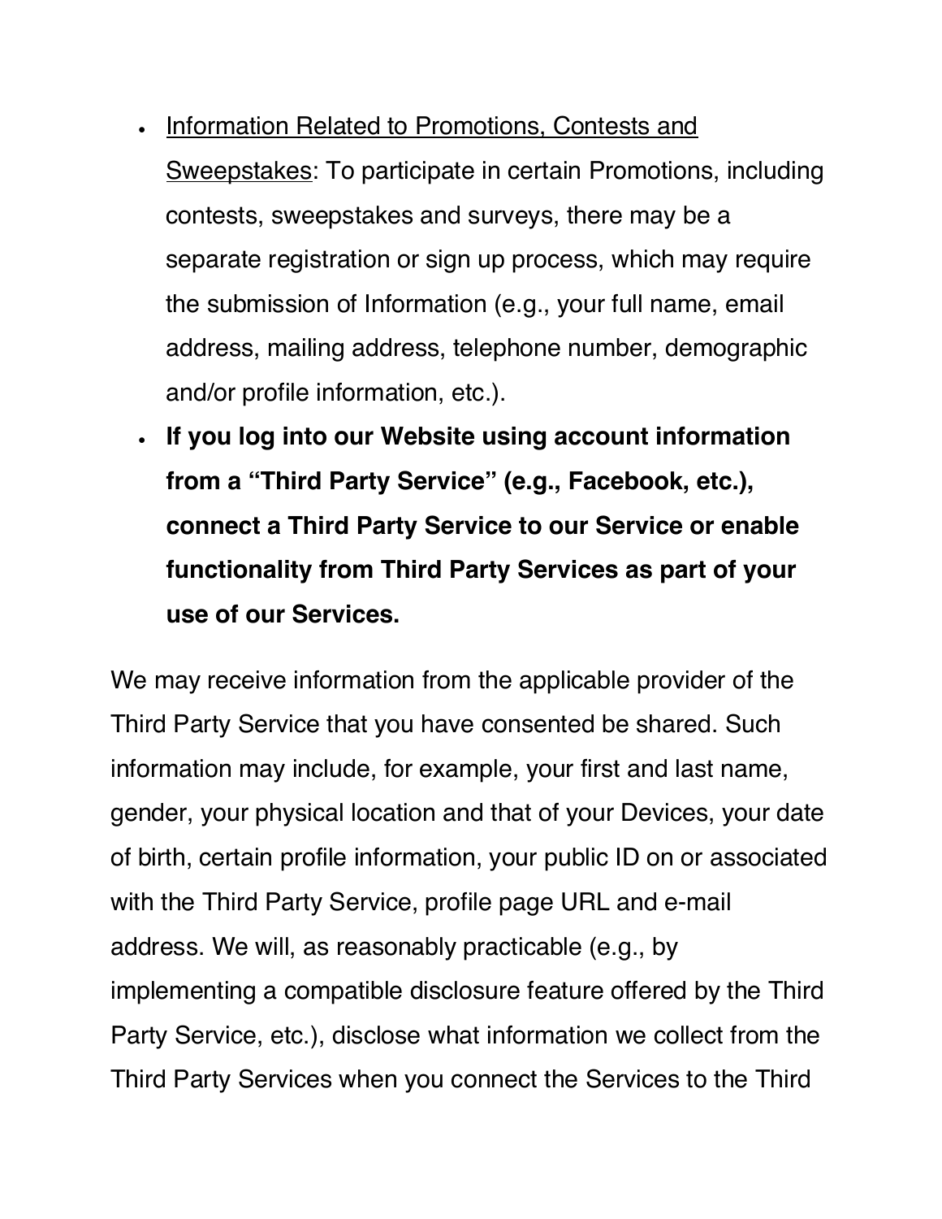- <u>Information Related to Promotions, Contests and Sweepstakes</u>: To participate in certain Promotions, including contests, sweepstakes and surveys, there may be a separate registration or sign up process, which may require the submission of Information (e.g., your full name, email address, mailing address, telephone number, demographic and/or profile information, etc.).
- **If you log into our Website using account information from a “Third Party Service” (e.g., Facebook, etc.), connect a Third Party Service to our Service or enable functionality from Third Party Services as part of your use of our Services.**

We may receive information from the applicable provider of the Third Party Service that you have consented be shared. Such information may include, for example, your first and last name, gender, your physical location and that of your Devices, your date of birth, certain profile information, your public ID on or associated with the Third Party Service, profile page URL and e-mail address. We will, as reasonably practicable (e.g., by implementing a compatible disclosure feature offered by the Third Party Service, etc.), disclose what information we collect from the Third Party Services when you connect the Services to the Third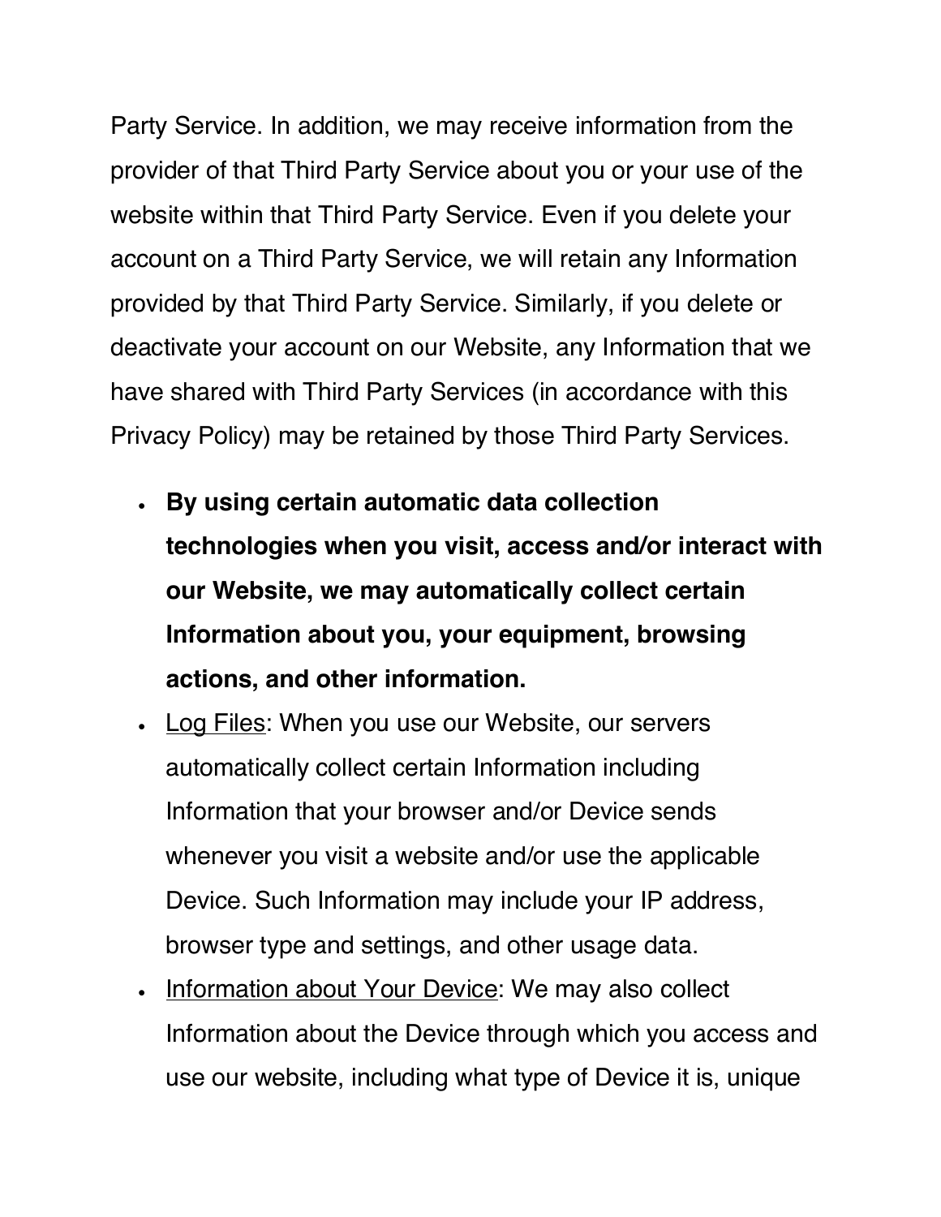Party Service. In addition, we may receive information from the provider of that Third Party Service about you or your use of the website within that Third Party Service. Even if you delete your account on a Third Party Service, we will retain any Information provided by that Third Party Service. Similarly, if you delete or deactivate your account on our Website, any Information that we have shared with Third Party Services (in accordance with this Privacy Policy) may be retained by those Third Party Services.

- **By using certain automatic data collection technologies when you visit, access and/or interact with our Website, we may automatically collect certain Information about you, your equipment, browsing actions, and other information.**
- <u>Log Files</u>: When you use our Website, our servers automatically collect certain Information including Information that your browser and/or Device sends whenever you visit a website and/or use the applicable Device. Such Information may include your IP address, browser type and settings, and other usage data.
- <u>Information about Your Device</u>: We may also collect Information about the Device through which you access and use our website, including what type of Device it is, unique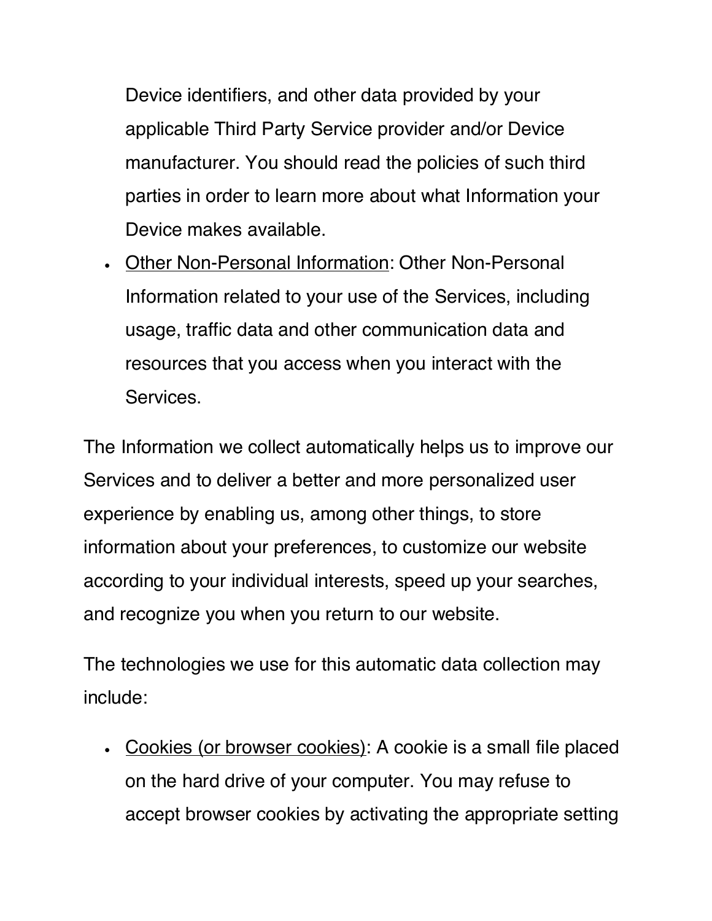Device identifiers, and other data provided by your applicable Third Party Service provider and/or Device manufacturer. You should read the policies of such third parties in order to learn more about what Information your Device makes available.

- Other Non-Personal Information: Other Non-Personal Information related to your use of the Services, including usage, traffic data and other communication data and resources that you access when you interact with the Services.

The Information we collect automatically helps us to improve our Services and to deliver a better and more personalized user experience by enabling us, among other things, to store information about your preferences, to customize our website according to your individual interests, speed up your searches, and recognize you when you return to our website.

The technologies we use for this automatic data collection may include:

- Cookies (or browser cookies): A cookie is a small file placed on the hard drive of your computer. You may refuse to accept browser cookies by activating the appropriate setting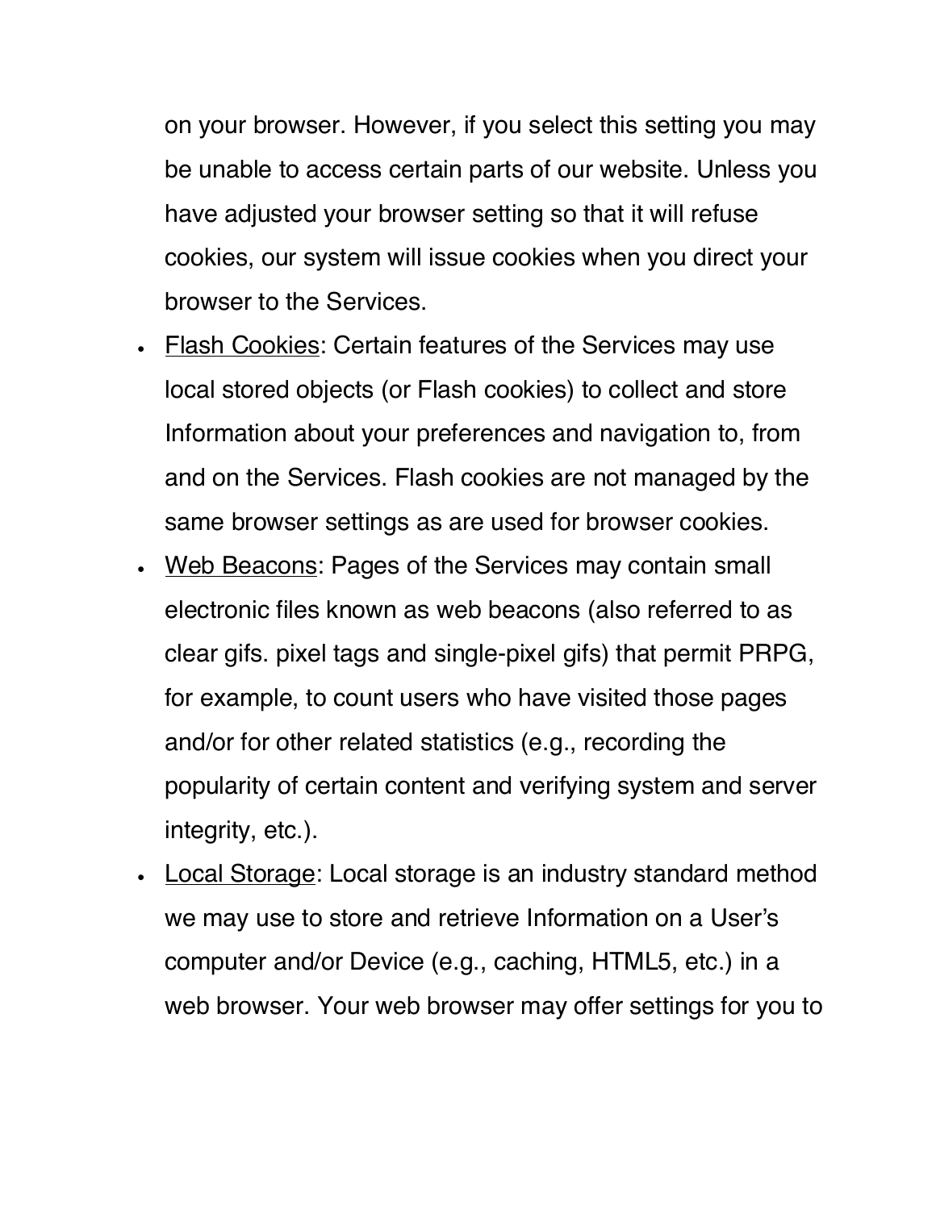on your browser. However, if you select this setting you may be unable to access certain parts of our website. Unless you have adjusted your browser setting so that it will refuse cookies, our system will issue cookies when you direct your browser to the Services.

- <u>Flash Cookies</u>: Certain features of the Services may use local stored objects (or Flash cookies) to collect and store Information about your preferences and navigation to, from and on the Services. Flash cookies are not managed by the same browser settings as are used for browser cookies.
- <u>Web Beacons</u>: Pages of the Services may contain small electronic files known as web beacons (also referred to as clear gifs. pixel tags and single-pixel gifs) that permit PRPG, for example, to count users who have visited those pages and/or for other related statistics (e.g., recording the popularity of certain content and verifying system and server integrity, etc.).
- <u>Local Storage</u>: Local storage is an industry standard method we may use to store and retrieve Information on a User's computer and/or Device (e.g., caching, HTML5, etc.) in a web browser. Your web browser may offer settings for you to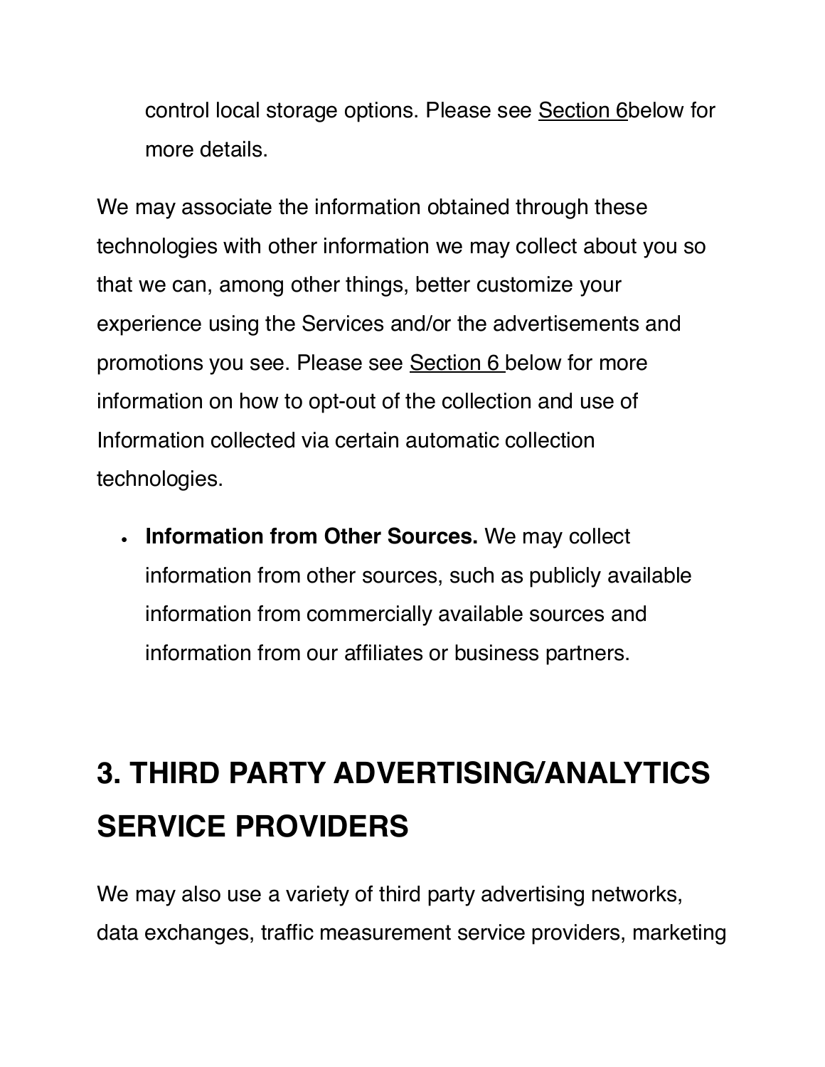control local storage options. Please see Section 6below for more details.

We may associate the information obtained through these technologies with other information we may collect about you so that we can, among other things, better customize your experience using the Services and/or the advertisements and promotions you see. Please see Section 6 below for more information on how to opt-out of the collection and use of Information collected via certain automatic collection technologies.

- **Information from Other Sources.** We may collect information from other sources, such as publicly available information from commercially available sources and information from our affiliates or business partners.

# 3. THIRD PARTY ADVERTISING/ANALYTICS SERVICE PROVIDERS

We may also use a variety of third party advertising networks, data exchanges, traffic measurement service providers, marketing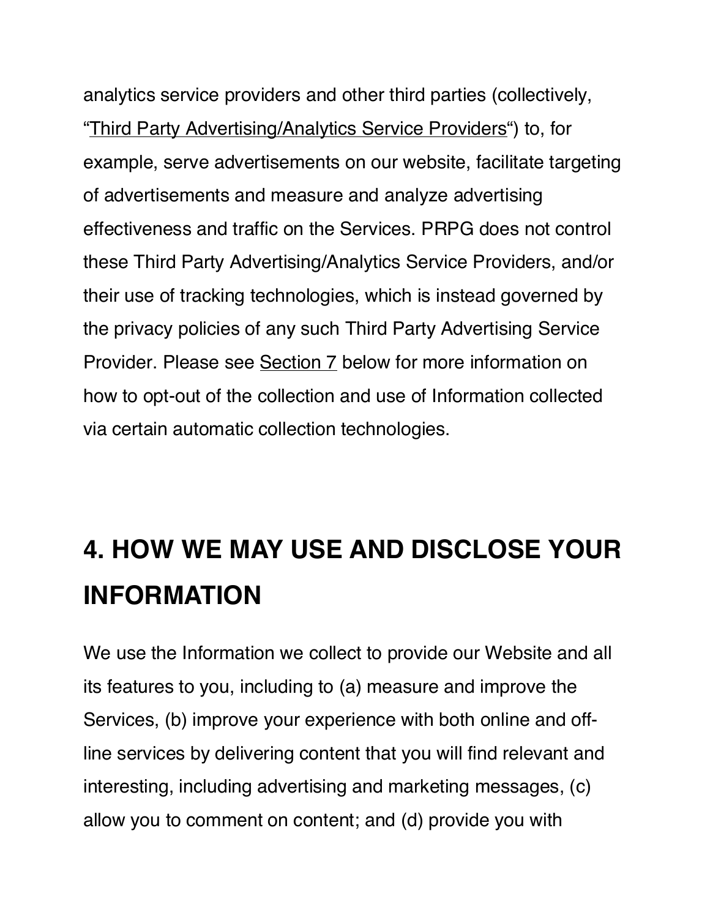analytics service providers and other third parties (collectively, "Third Party Advertising/Analytics Service Providers") to, for example, serve advertisements on our website, facilitate targeting of advertisements and measure and analyze advertising effectiveness and traffic on the Services. PRPG does not control these Third Party Advertising/Analytics Service Providers, and/or their use of tracking technologies, which is instead governed by the privacy policies of any such Third Party Advertising Service Provider. Please see Section 7 below for more information on how to opt-out of the collection and use of Information collected via certain automatic collection technologies.

## 4. HOW WE MAY USE AND DISCLOSE YOUR INFORMATION

We use the Information we collect to provide our Website and all its features to you, including to (a) measure and improve the Services, (b) improve your experience with both online and off-line services by delivering content that you will find relevant and interesting, including advertising and marketing messages, (c) allow you to comment on content; and (d) provide you with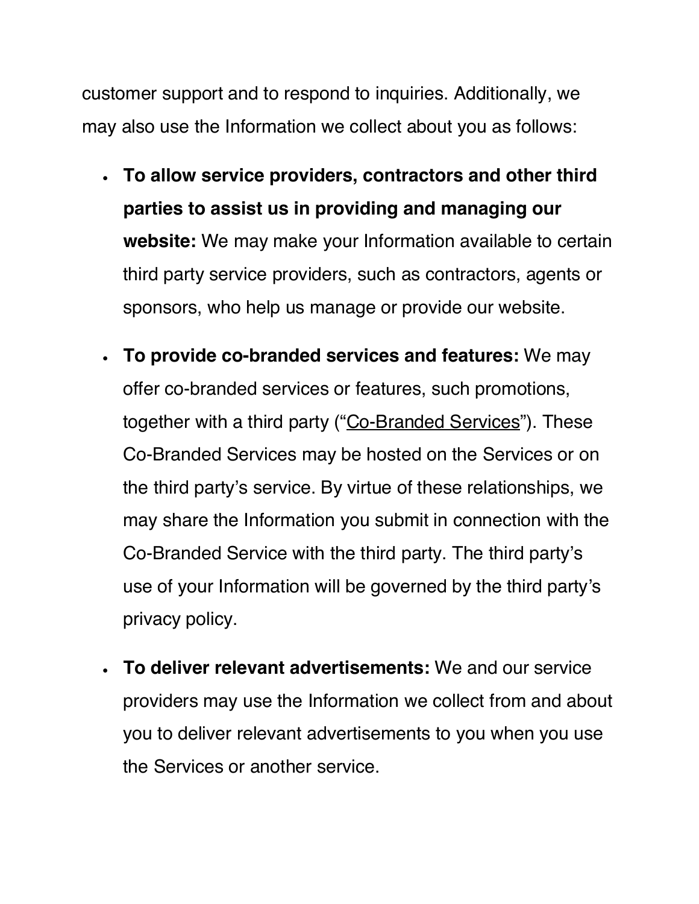customer support and to respond to inquiries. Additionally, we may also use the Information we collect about you as follows:

- **To allow service providers, contractors and other third parties to assist us in providing and managing our website:** We may make your Information available to certain third party service providers, such as contractors, agents or sponsors, who help us manage or provide our website.
- **To provide co-branded services and features:** We may offer co-branded services or features, such promotions, together with a third party ("Co-Branded Services"). These Co-Branded Services may be hosted on the Services or on the third party's service. By virtue of these relationships, we may share the Information you submit in connection with the Co-Branded Service with the third party. The third party's use of your Information will be governed by the third party's privacy policy.
- **To deliver relevant advertisements:** We and our service providers may use the Information we collect from and about you to deliver relevant advertisements to you when you use the Services or another service.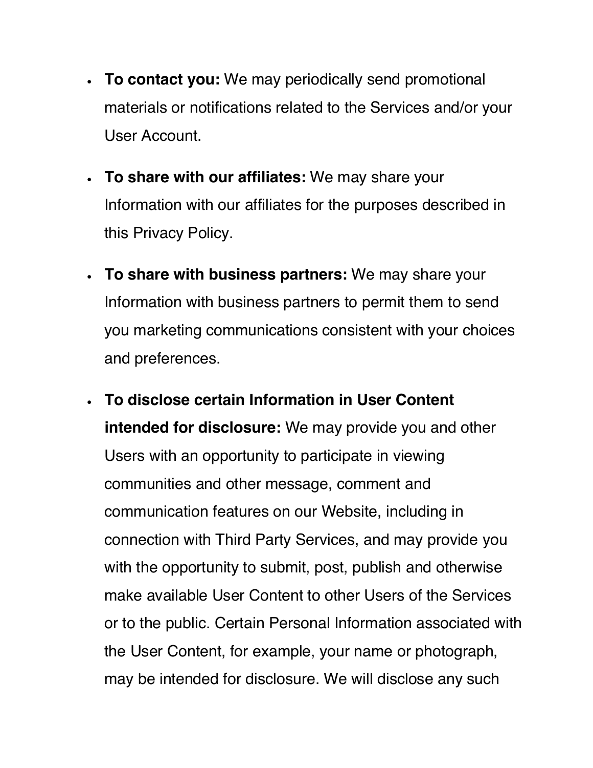- **To contact you:** We may periodically send promotional materials or notifications related to the Services and/or your User Account.
- **To share with our affiliates:** We may share your Information with our affiliates for the purposes described in this Privacy Policy.
- **To share with business partners:** We may share your Information with business partners to permit them to send you marketing communications consistent with your choices and preferences.
- **To disclose certain Information in User Content intended for disclosure:** We may provide you and other Users with an opportunity to participate in viewing communities and other message, comment and communication features on our Website, including in connection with Third Party Services, and may provide you with the opportunity to submit, post, publish and otherwise make available User Content to other Users of the Services or to the public. Certain Personal Information associated with the User Content, for example, your name or photograph, may be intended for disclosure. We will disclose any such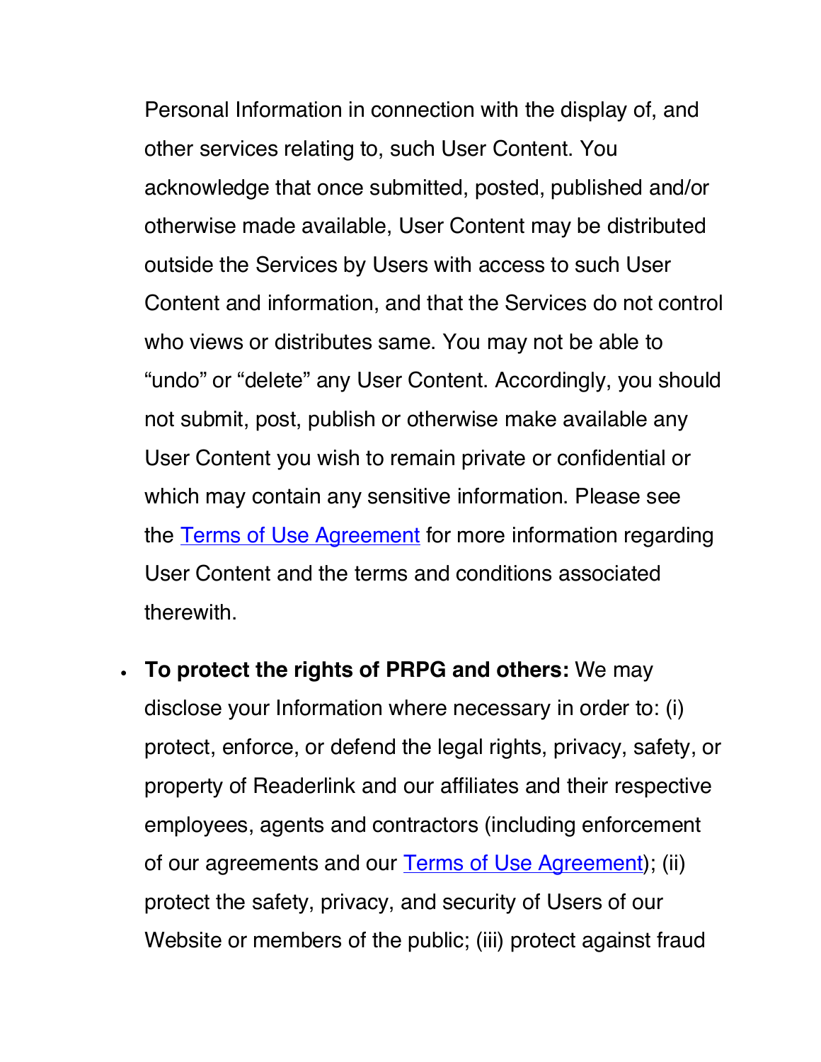Personal Information in connection with the display of, and other services relating to, such User Content. You acknowledge that once submitted, posted, published and/or otherwise made available, User Content may be distributed outside the Services by Users with access to such User Content and information, and that the Services do not control who views or distributes same. You may not be able to "undo" or "delete" any User Content. Accordingly, you should not submit, post, publish or otherwise make available any User Content you wish to remain private or confidential or which may contain any sensitive information. Please see the Terms of Use Agreement for more information regarding User Content and the terms and conditions associated therewith.

- **To protect the rights of PRPG and others:** We may disclose your Information where necessary in order to: (i) protect, enforce, or defend the legal rights, privacy, safety, or property of Readerlink and our affiliates and their respective employees, agents and contractors (including enforcement of our agreements and our Terms of Use Agreement); (ii) protect the safety, privacy, and security of Users of our Website or members of the public; (iii) protect against fraud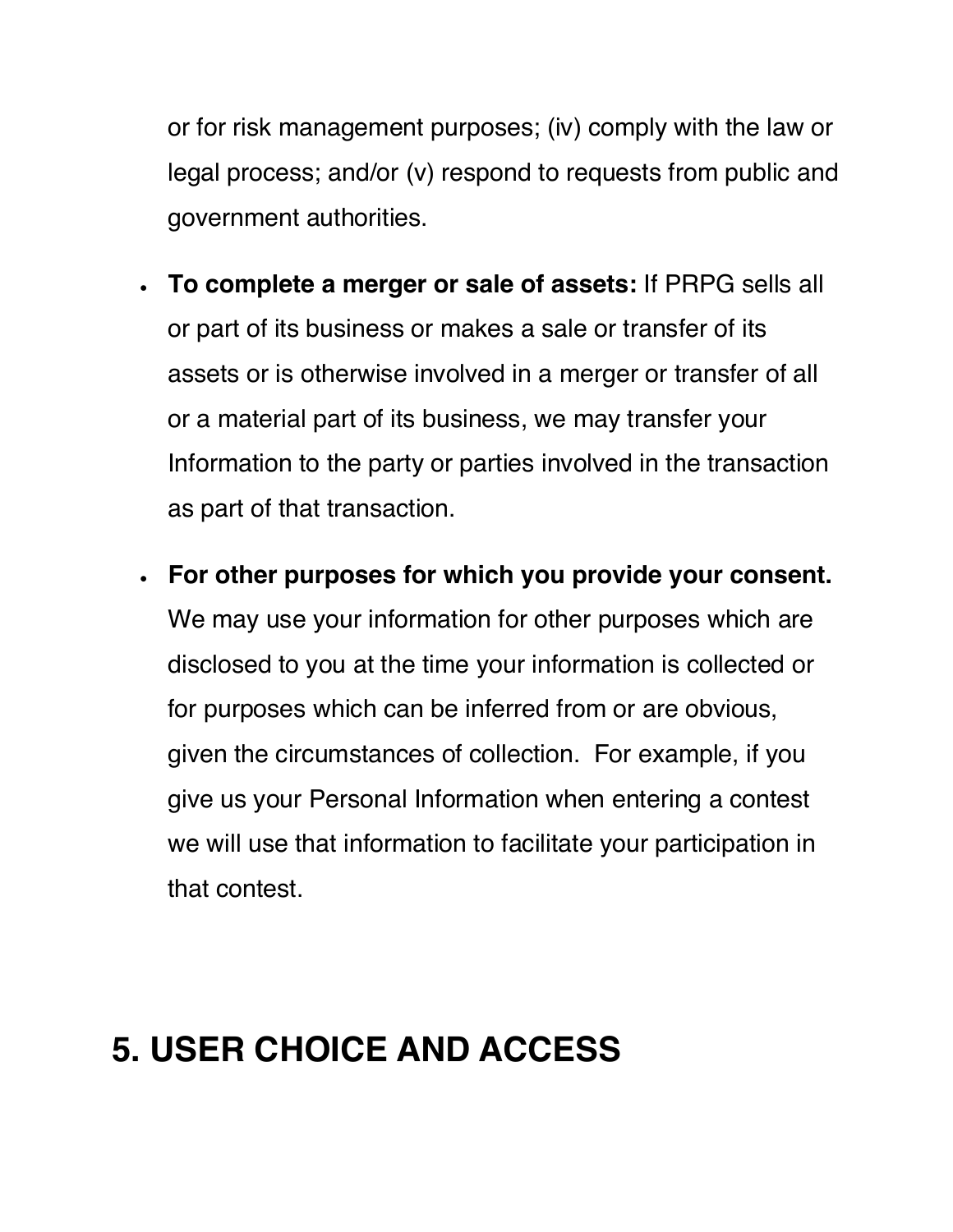or for risk management purposes; (iv) comply with the law or legal process; and/or (v) respond to requests from public and government authorities.

- **To complete a merger or sale of assets:** If PRPG sells all or part of its business or makes a sale or transfer of its assets or is otherwise involved in a merger or transfer of all or a material part of its business, we may transfer your Information to the party or parties involved in the transaction as part of that transaction.
- **For other purposes for which you provide your consent.** We may use your information for other purposes which are disclosed to you at the time your information is collected or for purposes which can be inferred from or are obvious, given the circumstances of collection. For example, if you give us your Personal Information when entering a contest we will use that information to facilitate your participation in that contest.

# 5. USER CHOICE AND ACCESS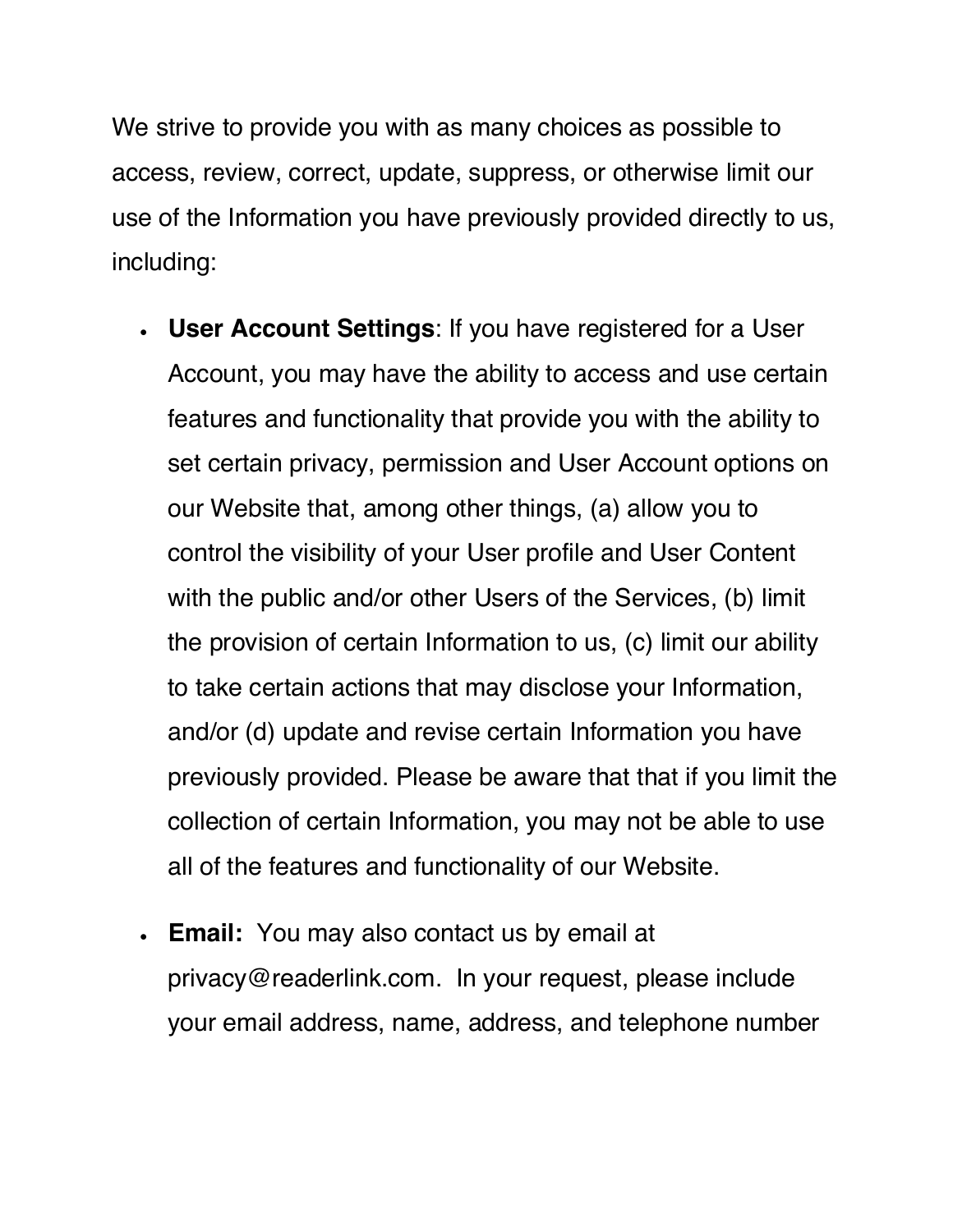We strive to provide you with as many choices as possible to access, review, correct, update, suppress, or otherwise limit our use of the Information you have previously provided directly to us, including:

- **User Account Settings**: If you have registered for a User Account, you may have the ability to access and use certain features and functionality that provide you with the ability to set certain privacy, permission and User Account options on our Website that, among other things, (a) allow you to control the visibility of your User profile and User Content with the public and/or other Users of the Services, (b) limit the provision of certain Information to us, (c) limit our ability to take certain actions that may disclose your Information, and/or (d) update and revise certain Information you have previously provided. Please be aware that that if you limit the collection of certain Information, you may not be able to use all of the features and functionality of our Website.
- **Email:** You may also contact us by email at privacy@readerlink.com. In your request, please include your email address, name, address, and telephone number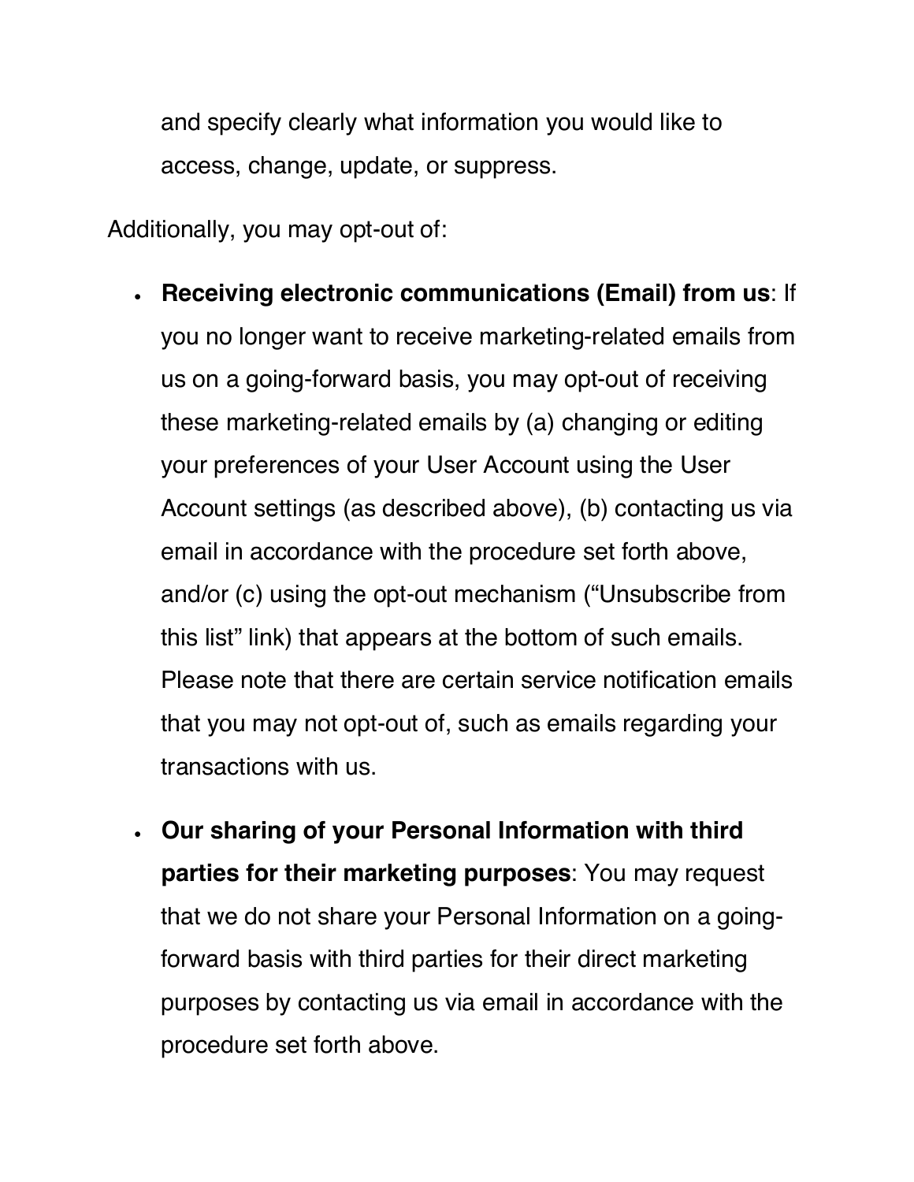and specify clearly what information you would like to access, change, update, or suppress.

Additionally, you may opt-out of:

- **Receiving electronic communications (Email) from us**: If you no longer want to receive marketing-related emails from us on a going-forward basis, you may opt-out of receiving these marketing-related emails by (a) changing or editing your preferences of your User Account using the User Account settings (as described above), (b) contacting us via email in accordance with the procedure set forth above, and/or (c) using the opt-out mechanism ("Unsubscribe from this list" link) that appears at the bottom of such emails. Please note that there are certain service notification emails that you may not opt-out of, such as emails regarding your transactions with us.

- **Our sharing of your Personal Information with third parties for their marketing purposes**: You may request that we do not share your Personal Information on a going-forward basis with third parties for their direct marketing purposes by contacting us via email in accordance with the procedure set forth above.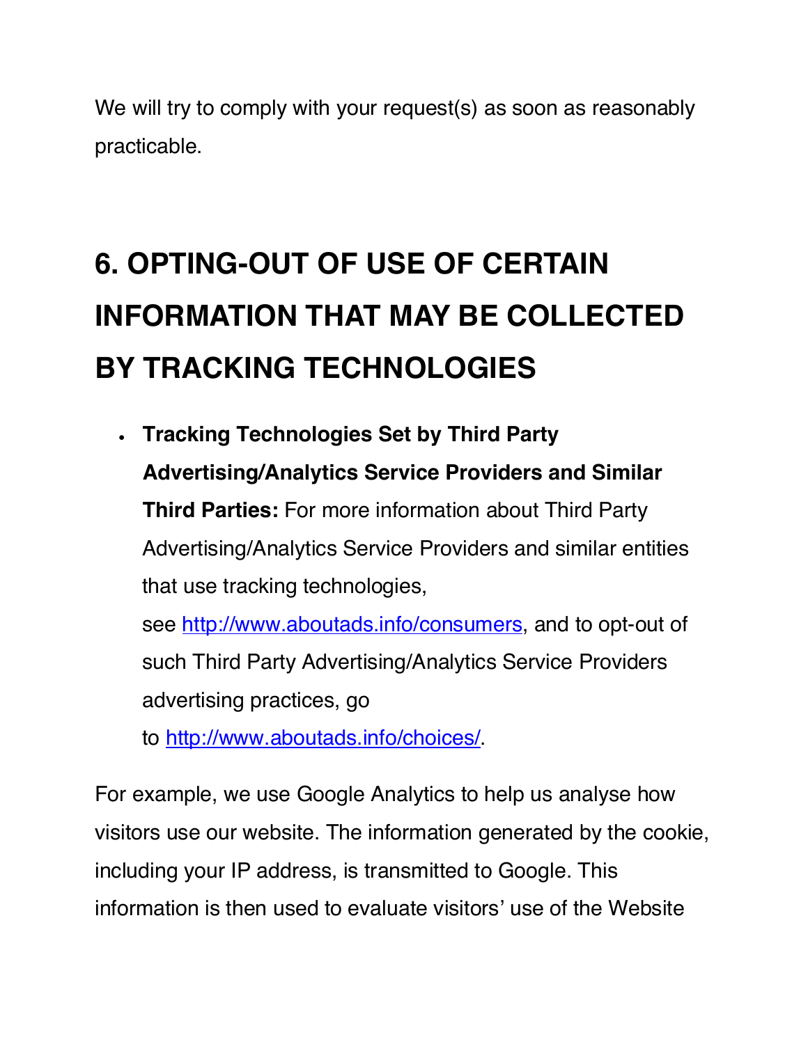We will try to comply with your request(s) as soon as reasonably practicable.

# 6. OPTING-OUT OF USE OF CERTAIN INFORMATION THAT MAY BE COLLECTED BY TRACKING TECHNOLOGIES

- **Tracking Technologies Set by Third Party Advertising/Analytics Service Providers and Similar Third Parties:** For more information about Third Party Advertising/Analytics Service Providers and similar entities that use tracking technologies, see [http://www.aboutads.info/consumers](http://www.aboutads.info/consumers), and to opt-out of such Third Party Advertising/Analytics Service Providers advertising practices, go to [http://www.aboutads.info/choices/](http://www.aboutads.info/choices/).

For example, we use Google Analytics to help us analyse how visitors use our website. The information generated by the cookie, including your IP address, is transmitted to Google. This information is then used to evaluate visitors' use of the Website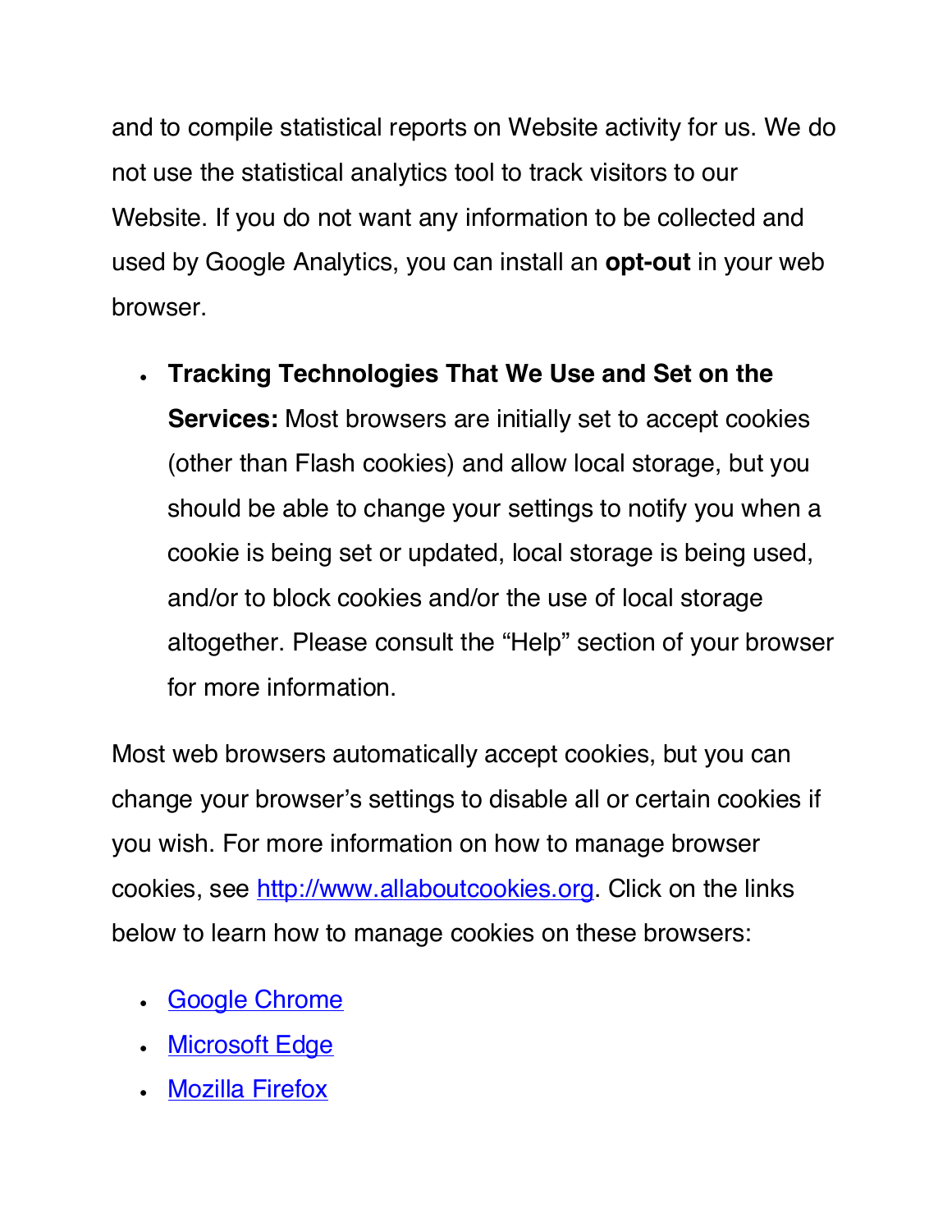and to compile statistical reports on Website activity for us. We do not use the statistical analytics tool to track visitors to our Website. If you do not want any information to be collected and used by Google Analytics, you can install an **opt-out** in your web browser.

- **Tracking Technologies That We Use and Set on the Services:** Most browsers are initially set to accept cookies (other than Flash cookies) and allow local storage, but you should be able to change your settings to notify you when a cookie is being set or updated, local storage is being used, and/or to block cookies and/or the use of local storage altogether. Please consult the "Help" section of your browser for more information.

Most web browsers automatically accept cookies, but you can change your browser's settings to disable all or certain cookies if you wish. For more information on how to manage browser cookies, see http://www.allaboutcookies.org. Click on the links below to learn how to manage cookies on these browsers:

- Google Chrome
- Microsoft Edge
- Mozilla Firefox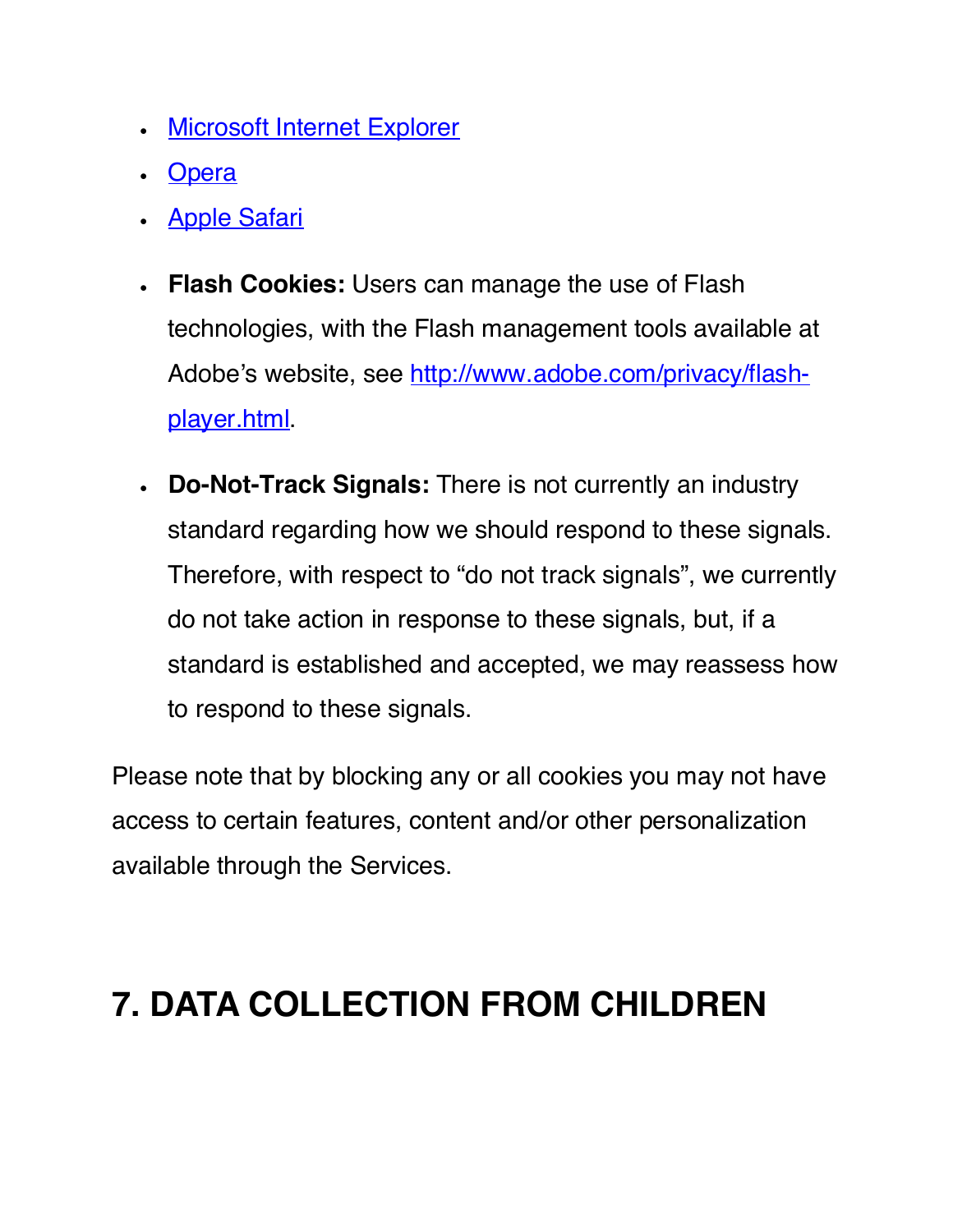- [Microsoft Internet Explorer]()
- [Opera]()
- [Apple Safari]()

- **Flash Cookies:** Users can manage the use of Flash technologies, with the Flash management tools available at Adobe's website, see [http://www.adobe.com/privacy/flash-player.html](http://www.adobe.com/privacy/flash-player.html).

- **Do-Not-Track Signals:** There is not currently an industry standard regarding how we should respond to these signals. Therefore, with respect to "do not track signals", we currently do not take action in response to these signals, but, if a standard is established and accepted, we may reassess how to respond to these signals.

Please note that by blocking any or all cookies you may not have access to certain features, content and/or other personalization available through the Services.

## 7. DATA COLLECTION FROM CHILDREN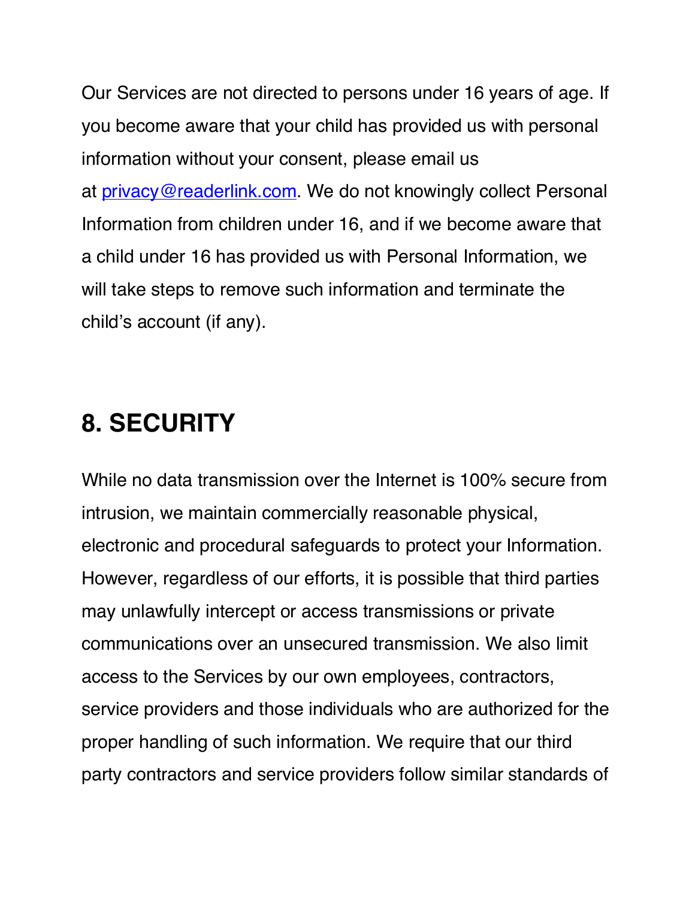Our Services are not directed to persons under 16 years of age. If you become aware that your child has provided us with personal information without your consent, please email us at [privacy@readerlink.com](mailto:privacy@readerlink.com). We do not knowingly collect Personal Information from children under 16, and if we become aware that a child under 16 has provided us with Personal Information, we will take steps to remove such information and terminate the child's account (if any).

## 8. SECURITY

While no data transmission over the Internet is 100% secure from intrusion, we maintain commercially reasonable physical, electronic and procedural safeguards to protect your Information. However, regardless of our efforts, it is possible that third parties may unlawfully intercept or access transmissions or private communications over an unsecured transmission. We also limit access to the Services by our own employees, contractors, service providers and those individuals who are authorized for the proper handling of such information. We require that our third party contractors and service providers follow similar standards of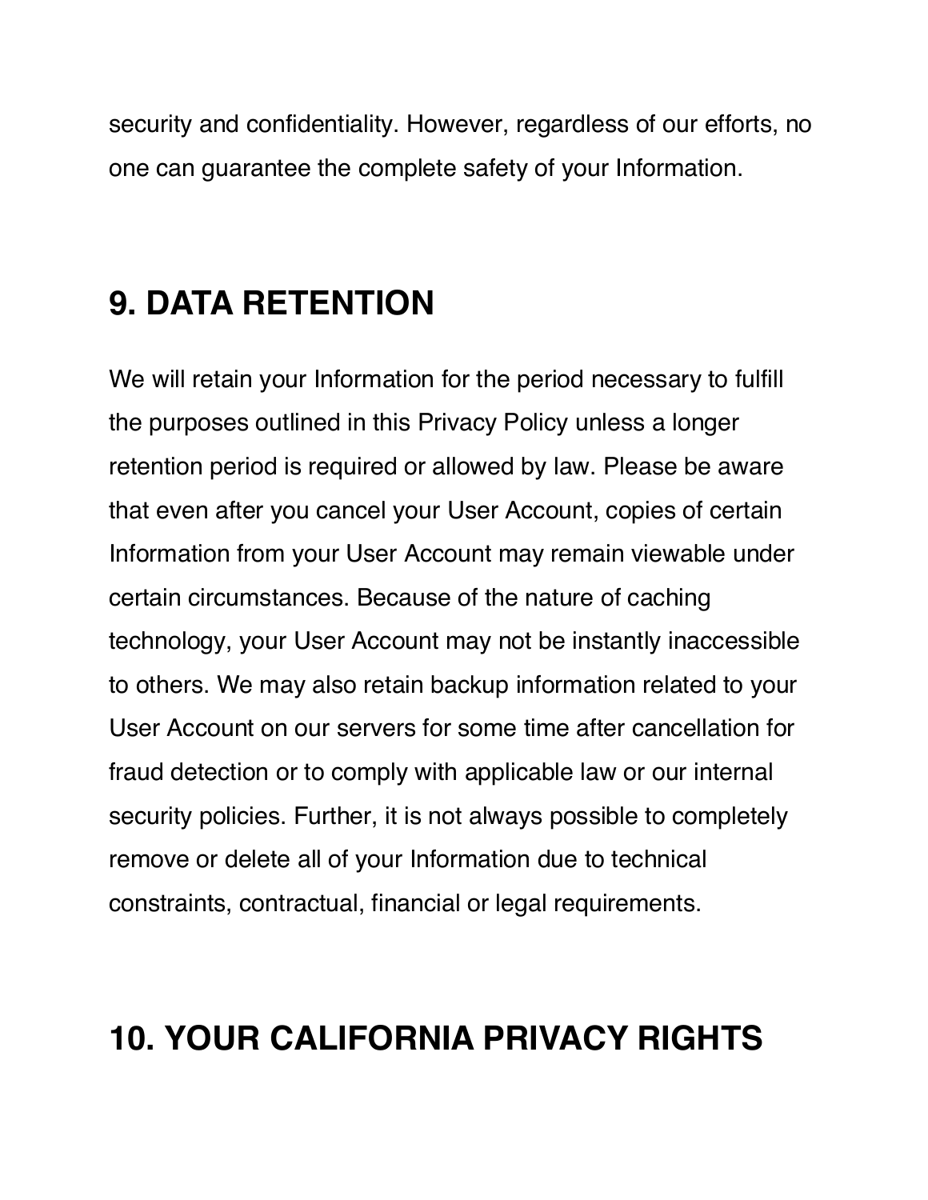security and confidentiality. However, regardless of our efforts, no one can guarantee the complete safety of your Information.

## 9. DATA RETENTION

We will retain your Information for the period necessary to fulfill the purposes outlined in this Privacy Policy unless a longer retention period is required or allowed by law. Please be aware that even after you cancel your User Account, copies of certain Information from your User Account may remain viewable under certain circumstances. Because of the nature of caching technology, your User Account may not be instantly inaccessible to others. We may also retain backup information related to your User Account on our servers for some time after cancellation for fraud detection or to comply with applicable law or our internal security policies. Further, it is not always possible to completely remove or delete all of your Information due to technical constraints, contractual, financial or legal requirements.

## 10. YOUR CALIFORNIA PRIVACY RIGHTS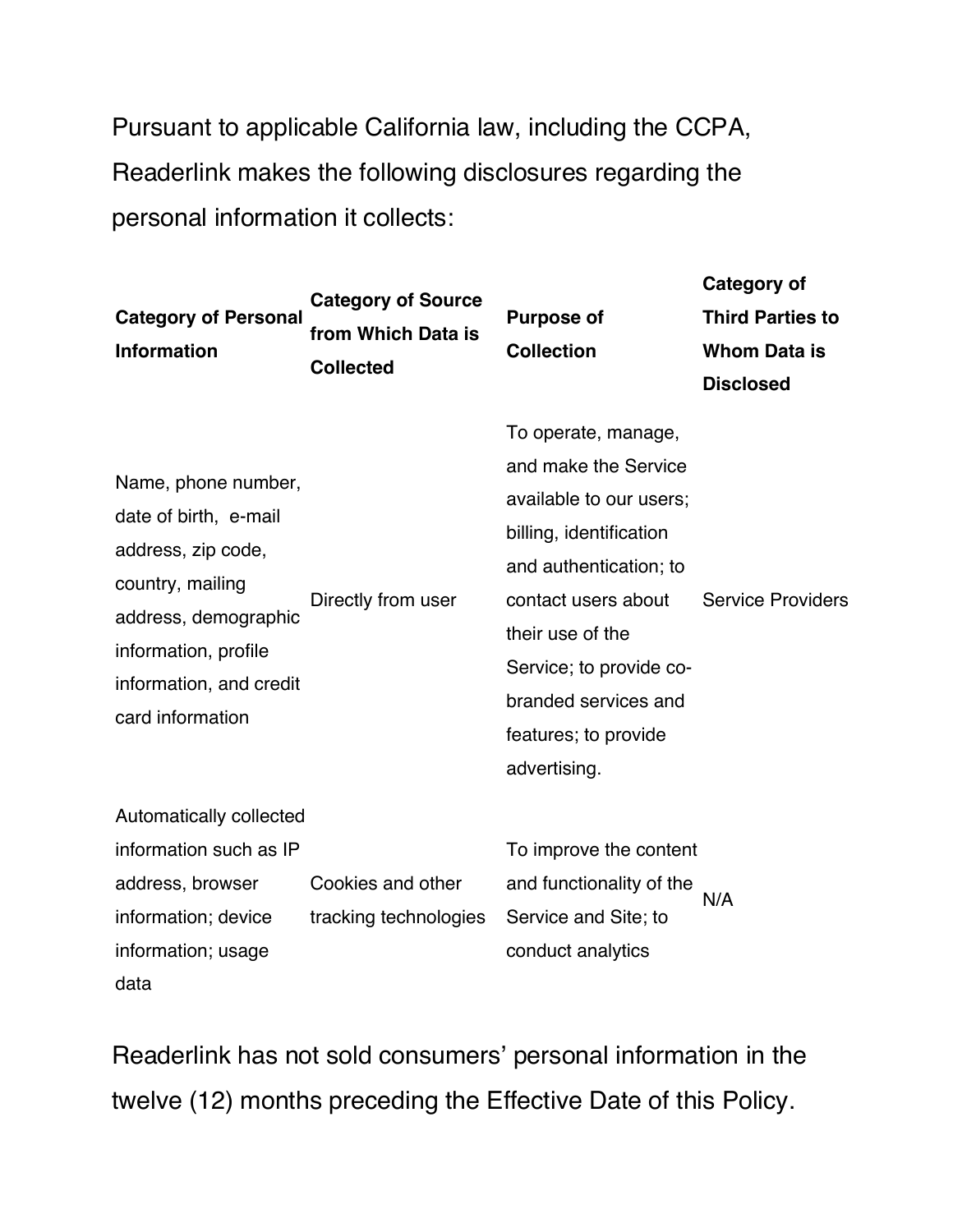Pursuant to applicable California law, including the CCPA, Readerlink makes the following disclosures regarding the personal information it collects:

| **Category of Personal Information** | **Category of Source from Which Data is Collected** | **Purpose of Collection** | **Category of Third Parties to Whom Data is Disclosed** |
|---|---|---|---|
| Name, phone number, date of birth, e-mail address, zip code, country, mailing address, demographic information, profile information, and credit card information | Directly from user | To operate, manage, and make the Service available to our users; billing, identification and authentication; to contact users about their use of the Service; to provide co-branded services and features; to provide advertising. | Service Providers |
| Automatically collected information such as IP address, browser information; device information; usage data | Cookies and other tracking technologies | To improve the content and functionality of the Service and Site; to conduct analytics | N/A |

Readerlink has not sold consumers' personal information in the twelve (12) months preceding the Effective Date of this Policy.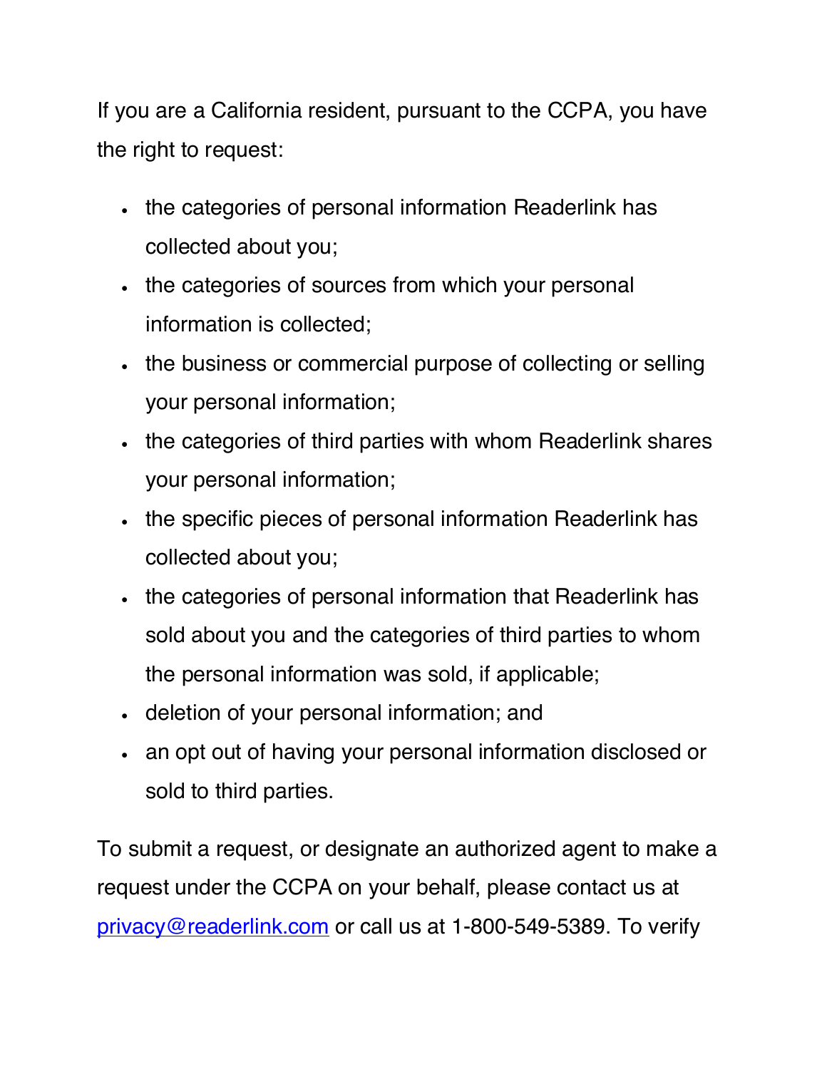If you are a California resident, pursuant to the CCPA, you have the right to request:

- the categories of personal information Readerlink has collected about you;
- the categories of sources from which your personal information is collected;
- the business or commercial purpose of collecting or selling your personal information;
- the categories of third parties with whom Readerlink shares your personal information;
- the specific pieces of personal information Readerlink has collected about you;
- the categories of personal information that Readerlink has sold about you and the categories of third parties to whom the personal information was sold, if applicable;
- deletion of your personal information; and
- an opt out of having your personal information disclosed or sold to third parties.

To submit a request, or designate an authorized agent to make a request under the CCPA on your behalf, please contact us at privacy@readerlink.com or call us at 1-800-549-5389. To verify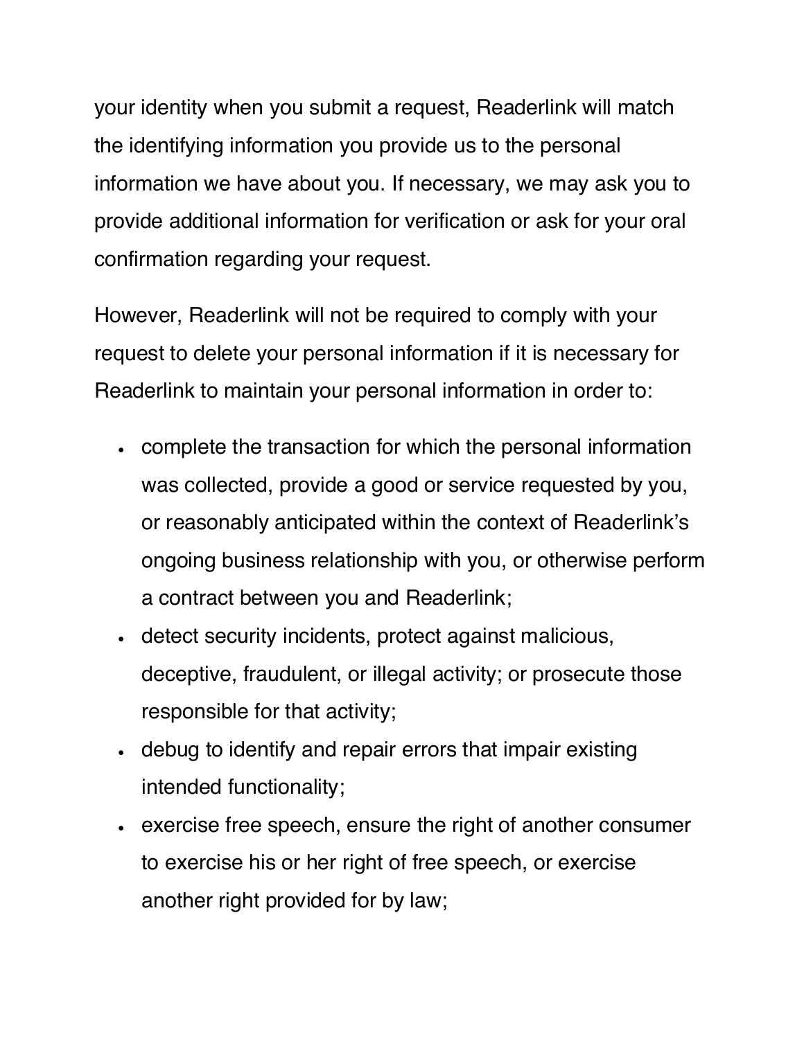your identity when you submit a request, Readerlink will match the identifying information you provide us to the personal information we have about you. If necessary, we may ask you to provide additional information for verification or ask for your oral confirmation regarding your request.

However, Readerlink will not be required to comply with your request to delete your personal information if it is necessary for Readerlink to maintain your personal information in order to:

- complete the transaction for which the personal information was collected, provide a good or service requested by you, or reasonably anticipated within the context of Readerlink's ongoing business relationship with you, or otherwise perform a contract between you and Readerlink;
- detect security incidents, protect against malicious, deceptive, fraudulent, or illegal activity; or prosecute those responsible for that activity;
- debug to identify and repair errors that impair existing intended functionality;
- exercise free speech, ensure the right of another consumer to exercise his or her right of free speech, or exercise another right provided for by law;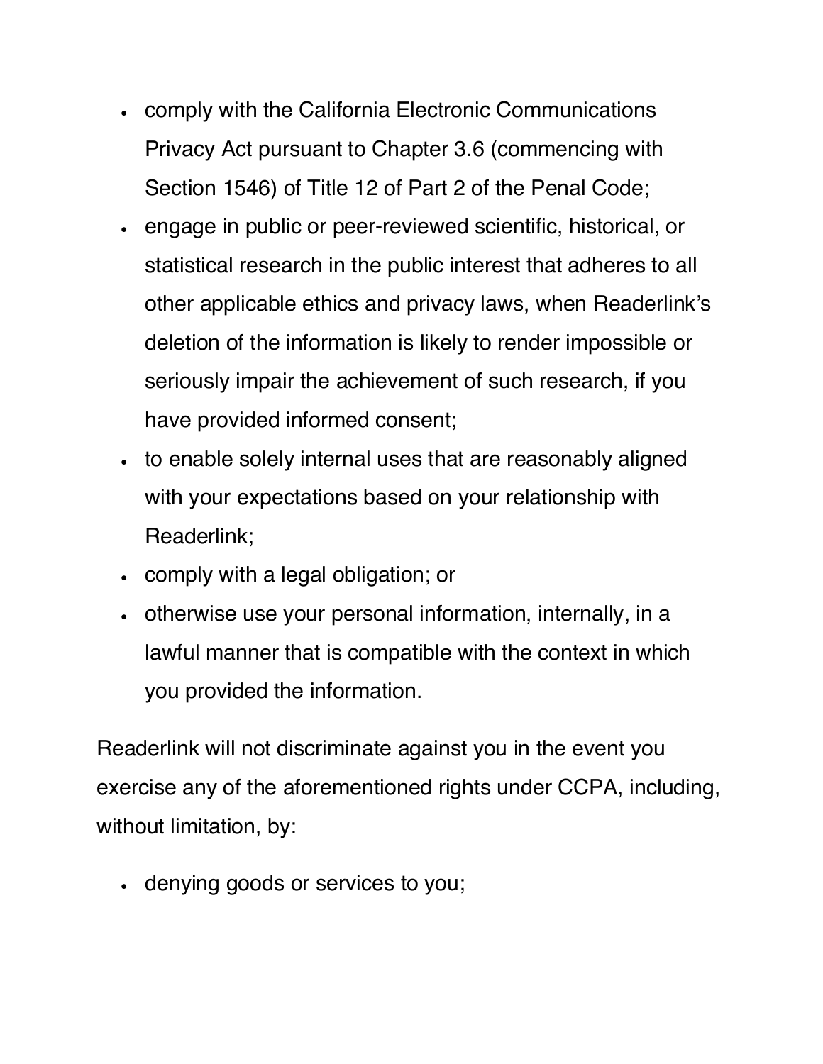- comply with the California Electronic Communications Privacy Act pursuant to Chapter 3.6 (commencing with Section 1546) of Title 12 of Part 2 of the Penal Code;
- engage in public or peer-reviewed scientific, historical, or statistical research in the public interest that adheres to all other applicable ethics and privacy laws, when Readerlink's deletion of the information is likely to render impossible or seriously impair the achievement of such research, if you have provided informed consent;
- to enable solely internal uses that are reasonably aligned with your expectations based on your relationship with Readerlink;
- comply with a legal obligation; or
- otherwise use your personal information, internally, in a lawful manner that is compatible with the context in which you provided the information.

Readerlink will not discriminate against you in the event you exercise any of the aforementioned rights under CCPA, including, without limitation, by:

- denying goods or services to you;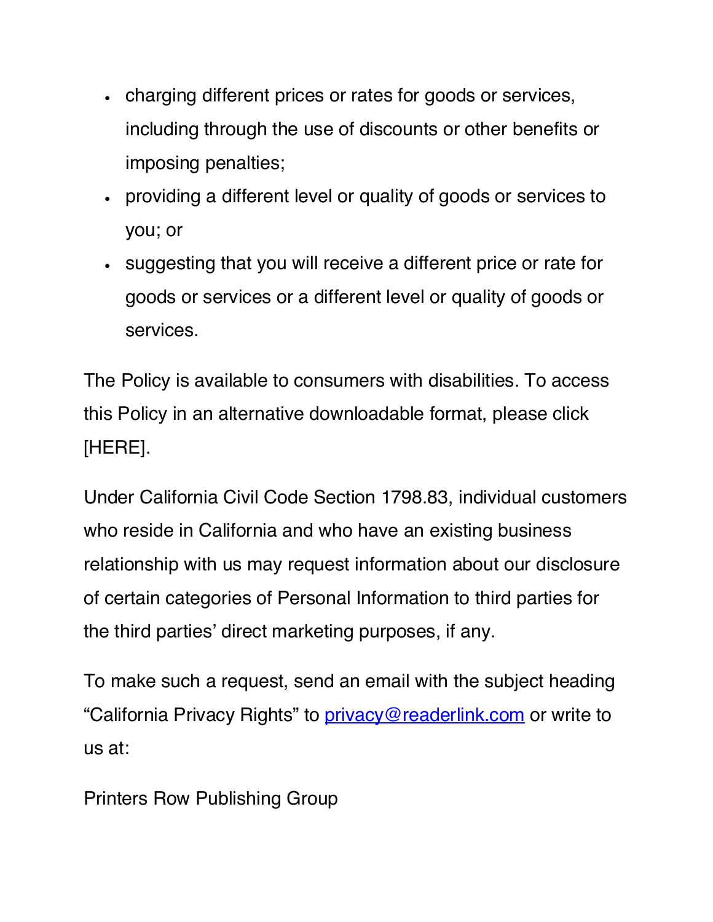- charging different prices or rates for goods or services, including through the use of discounts or other benefits or imposing penalties;
- providing a different level or quality of goods or services to you; or
- suggesting that you will receive a different price or rate for goods or services or a different level or quality of goods or services.

The Policy is available to consumers with disabilities. To access this Policy in an alternative downloadable format, please click [HERE].

Under California Civil Code Section 1798.83, individual customers who reside in California and who have an existing business relationship with us may request information about our disclosure of certain categories of Personal Information to third parties for the third parties' direct marketing purposes, if any.

To make such a request, send an email with the subject heading "California Privacy Rights" to privacy@readerlink.com or write to us at:

Printers Row Publishing Group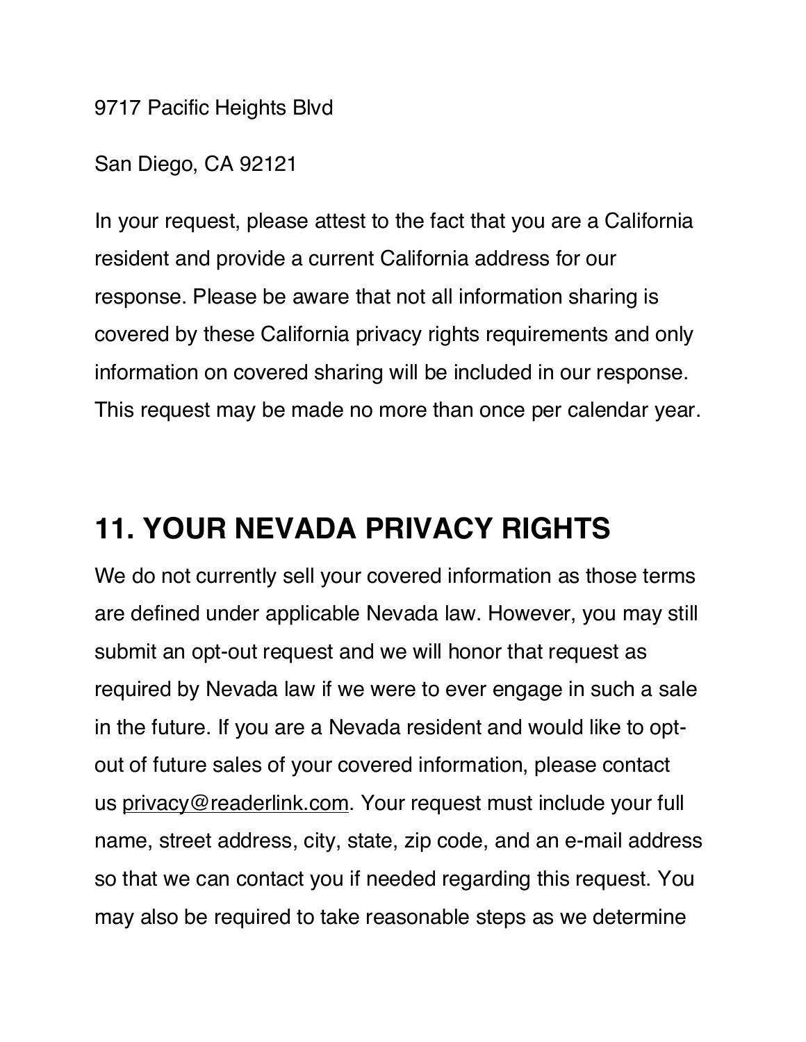9717 Pacific Heights Blvd

San Diego, CA 92121

In your request, please attest to the fact that you are a California resident and provide a current California address for our response. Please be aware that not all information sharing is covered by these California privacy rights requirements and only information on covered sharing will be included in our response. This request may be made no more than once per calendar year.

# 11. YOUR NEVADA PRIVACY RIGHTS

We do not currently sell your covered information as those terms are defined under applicable Nevada law. However, you may still submit an opt-out request and we will honor that request as required by Nevada law if we were to ever engage in such a sale in the future. If you are a Nevada resident and would like to opt-out of future sales of your covered information, please contact us privacy@readerlink.com. Your request must include your full name, street address, city, state, zip code, and an e-mail address so that we can contact you if needed regarding this request. You may also be required to take reasonable steps as we determine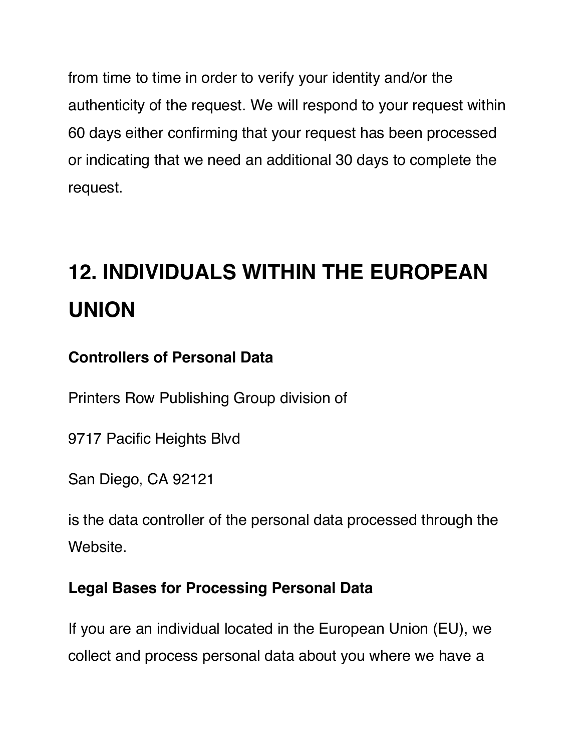from time to time in order to verify your identity and/or the authenticity of the request. We will respond to your request within 60 days either confirming that your request has been processed or indicating that we need an additional 30 days to complete the request.

# 12. INDIVIDUALS WITHIN THE EUROPEAN UNION

**Controllers of Personal Data**

Printers Row Publishing Group division of

9717 Pacific Heights Blvd

San Diego, CA 92121

is the data controller of the personal data processed through the Website.

**Legal Bases for Processing Personal Data**

If you are an individual located in the European Union (EU), we collect and process personal data about you where we have a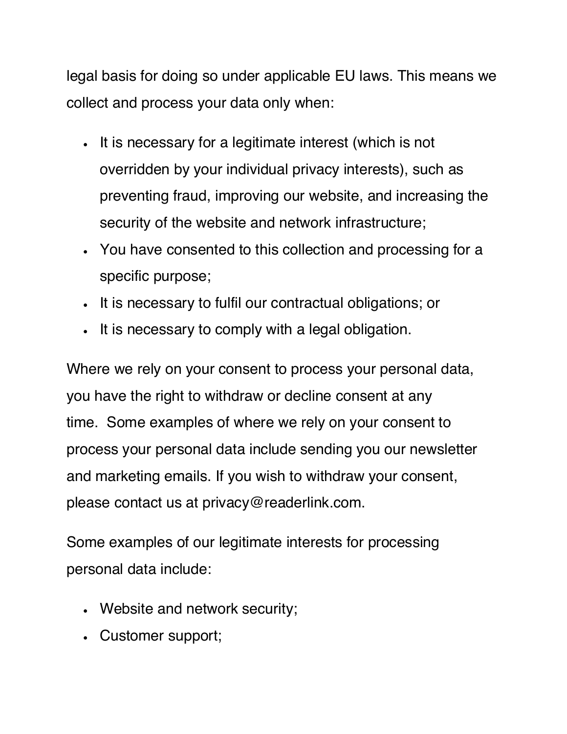legal basis for doing so under applicable EU laws. This means we collect and process your data only when:

- It is necessary for a legitimate interest (which is not overridden by your individual privacy interests), such as preventing fraud, improving our website, and increasing the security of the website and network infrastructure;
- You have consented to this collection and processing for a specific purpose;
- It is necessary to fulfil our contractual obligations; or
- It is necessary to comply with a legal obligation.

Where we rely on your consent to process your personal data, you have the right to withdraw or decline consent at any time. Some examples of where we rely on your consent to process your personal data include sending you our newsletter and marketing emails. If you wish to withdraw your consent, please contact us at privacy@readerlink.com.

Some examples of our legitimate interests for processing personal data include:

- Website and network security;
- Customer support;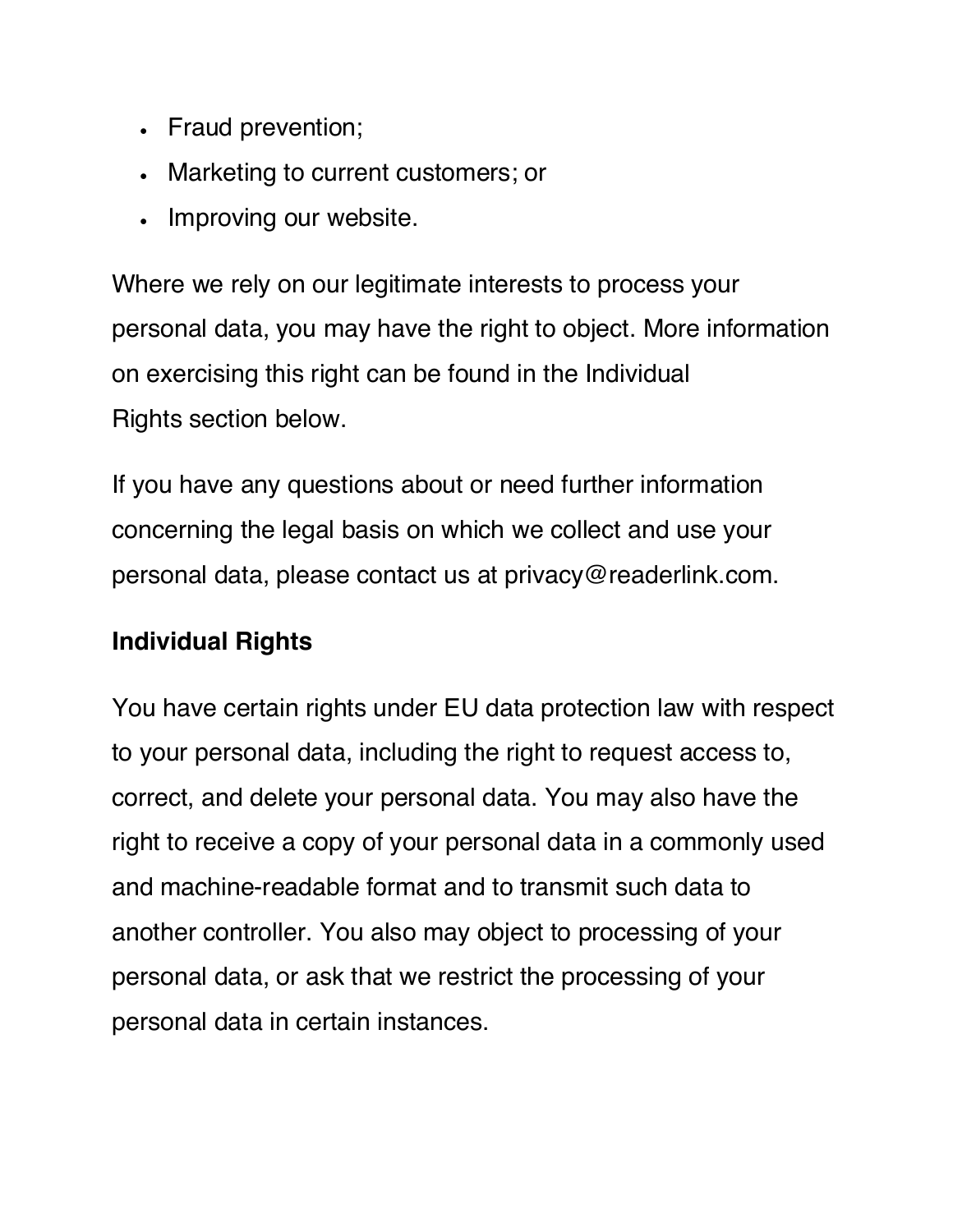- Fraud prevention;
- Marketing to current customers; or
- Improving our website.

Where we rely on our legitimate interests to process your personal data, you may have the right to object. More information on exercising this right can be found in the Individual Rights section below.

If you have any questions about or need further information concerning the legal basis on which we collect and use your personal data, please contact us at privacy@readerlink.com.

**Individual Rights**

You have certain rights under EU data protection law with respect to your personal data, including the right to request access to, correct, and delete your personal data. You may also have the right to receive a copy of your personal data in a commonly used and machine-readable format and to transmit such data to another controller. You also may object to processing of your personal data, or ask that we restrict the processing of your personal data in certain instances.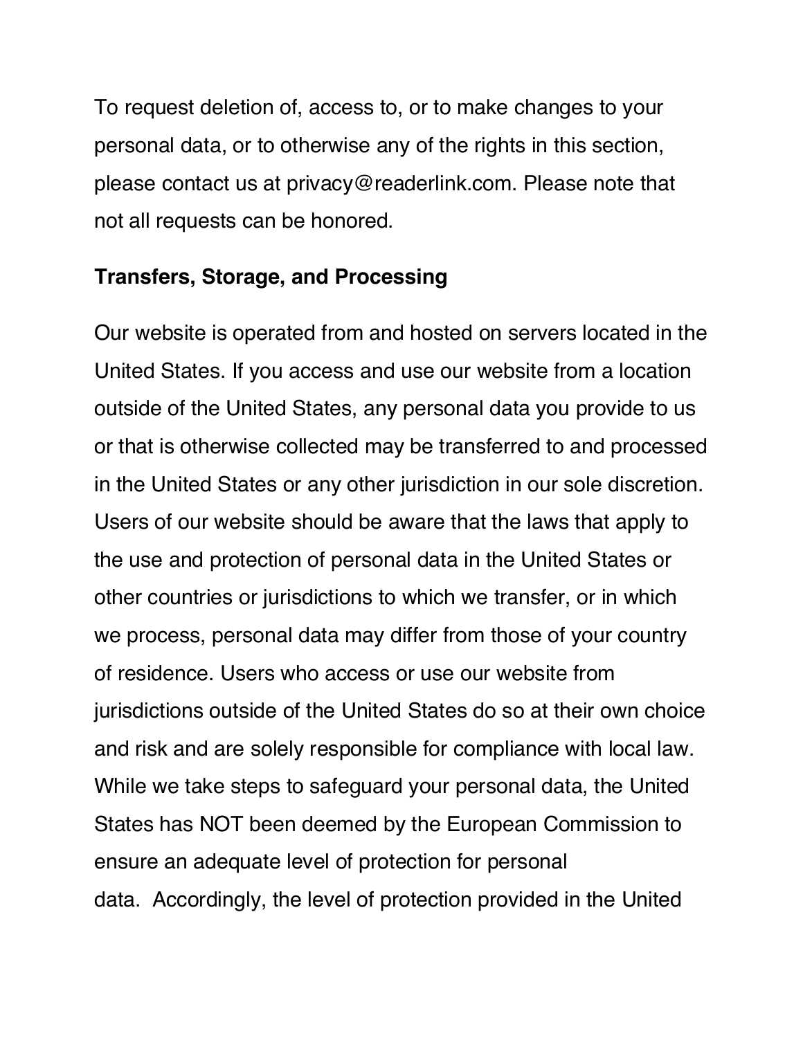To request deletion of, access to, or to make changes to your personal data, or to otherwise any of the rights in this section, please contact us at privacy@readerlink.com. Please note that not all requests can be honored.

**Transfers, Storage, and Processing**

Our website is operated from and hosted on servers located in the United States. If you access and use our website from a location outside of the United States, any personal data you provide to us or that is otherwise collected may be transferred to and processed in the United States or any other jurisdiction in our sole discretion. Users of our website should be aware that the laws that apply to the use and protection of personal data in the United States or other countries or jurisdictions to which we transfer, or in which we process, personal data may differ from those of your country of residence. Users who access or use our website from jurisdictions outside of the United States do so at their own choice and risk and are solely responsible for compliance with local law. While we take steps to safeguard your personal data, the United States has NOT been deemed by the European Commission to ensure an adequate level of protection for personal data. Accordingly, the level of protection provided in the United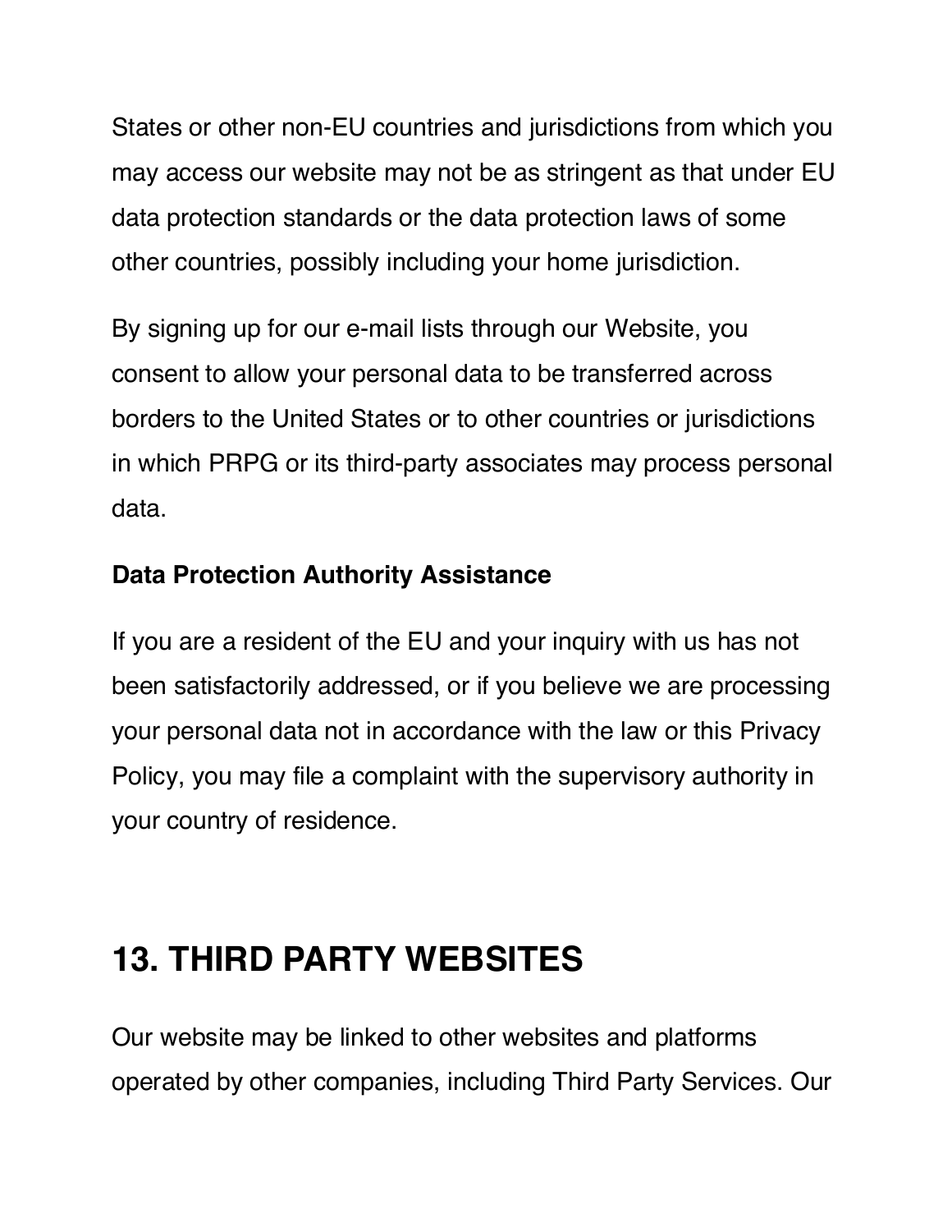States or other non-EU countries and jurisdictions from which you may access our website may not be as stringent as that under EU data protection standards or the data protection laws of some other countries, possibly including your home jurisdiction.

By signing up for our e-mail lists through our Website, you consent to allow your personal data to be transferred across borders to the United States or to other countries or jurisdictions in which PRPG or its third-party associates may process personal data.

**Data Protection Authority Assistance**

If you are a resident of the EU and your inquiry with us has not been satisfactorily addressed, or if you believe we are processing your personal data not in accordance with the law or this Privacy Policy, you may file a complaint with the supervisory authority in your country of residence.

## 13. THIRD PARTY WEBSITES

Our website may be linked to other websites and platforms operated by other companies, including Third Party Services. Our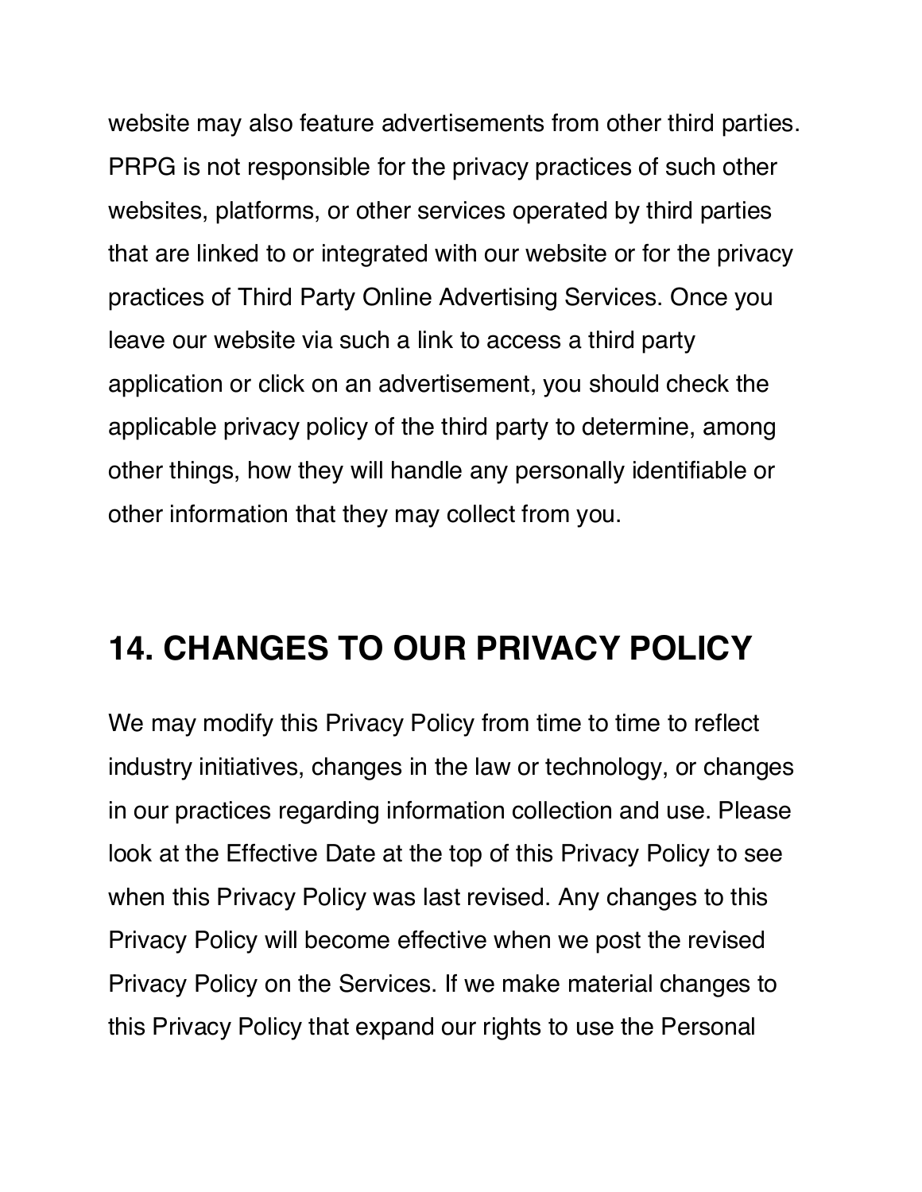website may also feature advertisements from other third parties. PRPG is not responsible for the privacy practices of such other websites, platforms, or other services operated by third parties that are linked to or integrated with our website or for the privacy practices of Third Party Online Advertising Services. Once you leave our website via such a link to access a third party application or click on an advertisement, you should check the applicable privacy policy of the third party to determine, among other things, how they will handle any personally identifiable or other information that they may collect from you.

## 14. CHANGES TO OUR PRIVACY POLICY

We may modify this Privacy Policy from time to time to reflect industry initiatives, changes in the law or technology, or changes in our practices regarding information collection and use. Please look at the Effective Date at the top of this Privacy Policy to see when this Privacy Policy was last revised. Any changes to this Privacy Policy will become effective when we post the revised Privacy Policy on the Services. If we make material changes to this Privacy Policy that expand our rights to use the Personal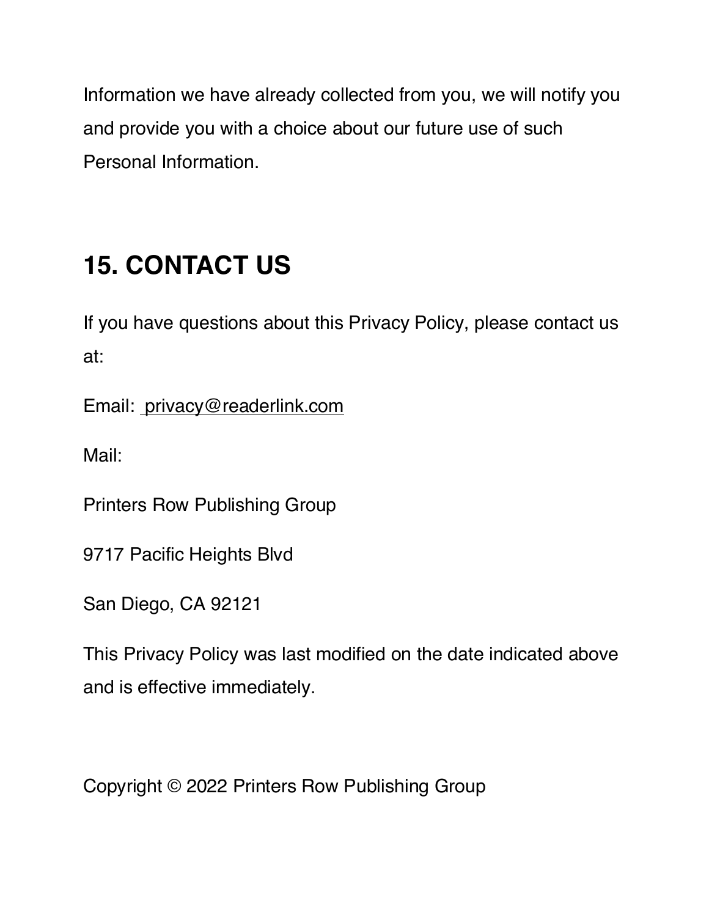Information we have already collected from you, we will notify you and provide you with a choice about our future use of such Personal Information.

## 15. CONTACT US

If you have questions about this Privacy Policy, please contact us at:

Email: privacy@readerlink.com

Mail:

Printers Row Publishing Group

9717 Pacific Heights Blvd

San Diego, CA 92121

This Privacy Policy was last modified on the date indicated above and is effective immediately.

Copyright © 2022 Printers Row Publishing Group